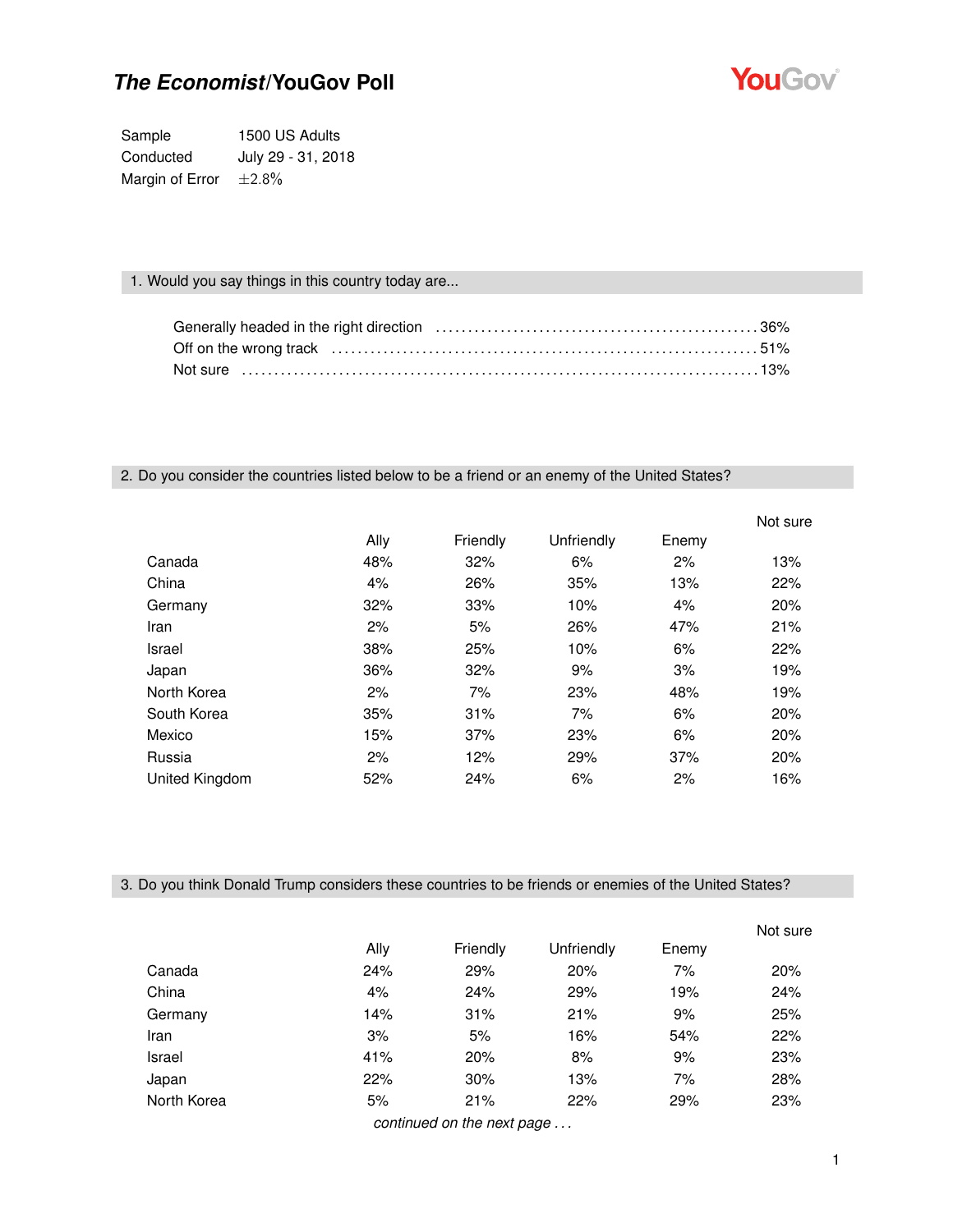# *The Economist*/YouGov Poll

| | |
|---|---|
| Sample | 1500 US Adults |
| Conducted | July 29 - 31, 2018 |
| Margin of Error | ±2.8% |

### 1. Would you say things in this country today are...

Generally headed in the right direction ........ 36%
Off on the wrong track ........ 51%
Not sure ........ 13%

### 2. Do you consider the countries listed below to be a friend or an enemy of the United States?

| | Ally | Friendly | Unfriendly | Enemy | Not sure |
|---|---|---|---|---|---|
| Canada | 48% | 32% | 6% | 2% | 13% |
| China | 4% | 26% | 35% | 13% | 22% |
| Germany | 32% | 33% | 10% | 4% | 20% |
| Iran | 2% | 5% | 26% | 47% | 21% |
| Israel | 38% | 25% | 10% | 6% | 22% |
| Japan | 36% | 32% | 9% | 3% | 19% |
| North Korea | 2% | 7% | 23% | 48% | 19% |
| South Korea | 35% | 31% | 7% | 6% | 20% |
| Mexico | 15% | 37% | 23% | 6% | 20% |
| Russia | 2% | 12% | 29% | 37% | 20% |
| United Kingdom | 52% | 24% | 6% | 2% | 16% |

### 3. Do you think Donald Trump considers these countries to be friends or enemies of the United States?

| | Ally | Friendly | Unfriendly | Enemy | Not sure |
|---|---|---|---|---|---|
| Canada | 24% | 29% | 20% | 7% | 20% |
| China | 4% | 24% | 29% | 19% | 24% |
| Germany | 14% | 31% | 21% | 9% | 25% |
| Iran | 3% | 5% | 16% | 54% | 22% |
| Israel | 41% | 20% | 8% | 9% | 23% |
| Japan | 22% | 30% | 13% | 7% | 28% |
| North Korea | 5% | 21% | 22% | 29% | 23% |

*continued on the next page . . .*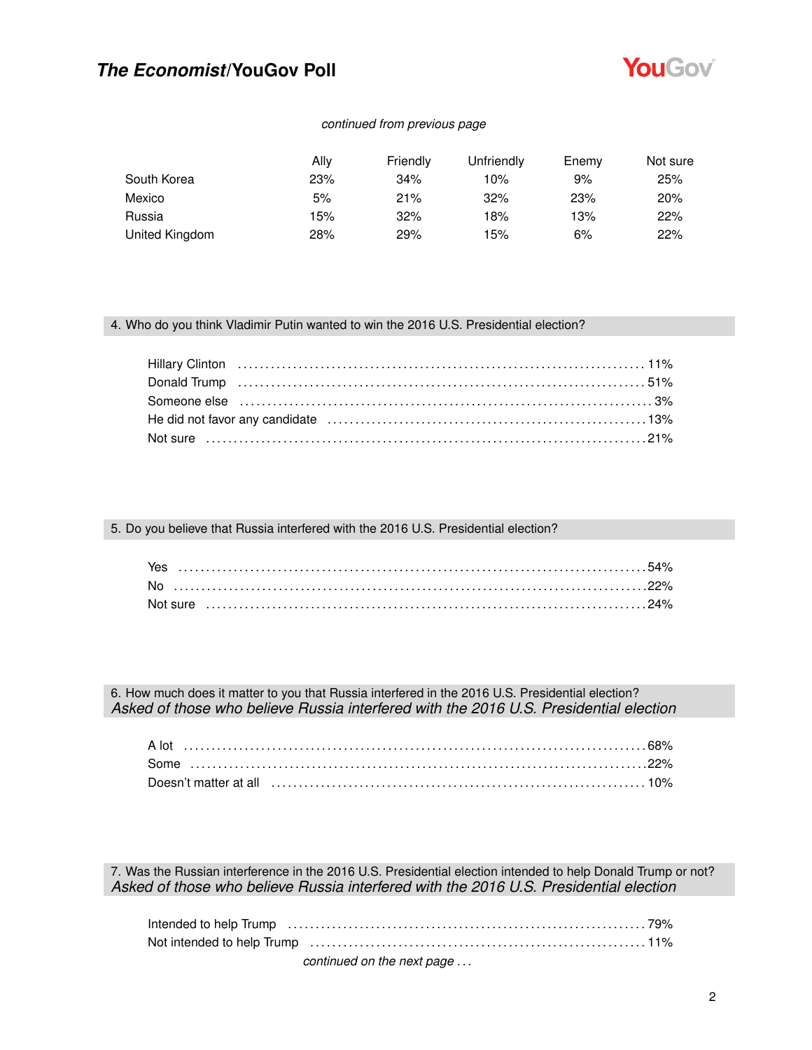*continued from previous page*

| | Ally | Friendly | Unfriendly | Enemy | Not sure |
|---|---|---|---|---|---|
| South Korea | 23% | 34% | 10% | 9% | 25% |
| Mexico | 5% | 21% | 32% | 23% | 20% |
| Russia | 15% | 32% | 18% | 13% | 22% |
| United Kingdom | 28% | 29% | 15% | 6% | 22% |

### 4. Who do you think Vladimir Putin wanted to win the 2016 U.S. Presidential election?

| | |
|---|---|
| Hillary Clinton | 11% |
| Donald Trump | 51% |
| Someone else | 3% |
| He did not favor any candidate | 13% |
| Not sure | 21% |

### 5. Do you believe that Russia interfered with the 2016 U.S. Presidential election?

| | |
|---|---|
| Yes | 54% |
| No | 22% |
| Not sure | 24% |

### 6. How much does it matter to you that Russia interfered in the 2016 U.S. Presidential election?
*Asked of those who believe Russia interfered with the 2016 U.S. Presidential election*

| | |
|---|---|
| A lot | 68% |
| Some | 22% |
| Doesn't matter at all | 10% |

### 7. Was the Russian interference in the 2016 U.S. Presidential election intended to help Donald Trump or not?
*Asked of those who believe Russia interfered with the 2016 U.S. Presidential election*

| | |
|---|---|
| Intended to help Trump | 79% |
| Not intended to help Trump | 11% |

*continued on the next page . . .*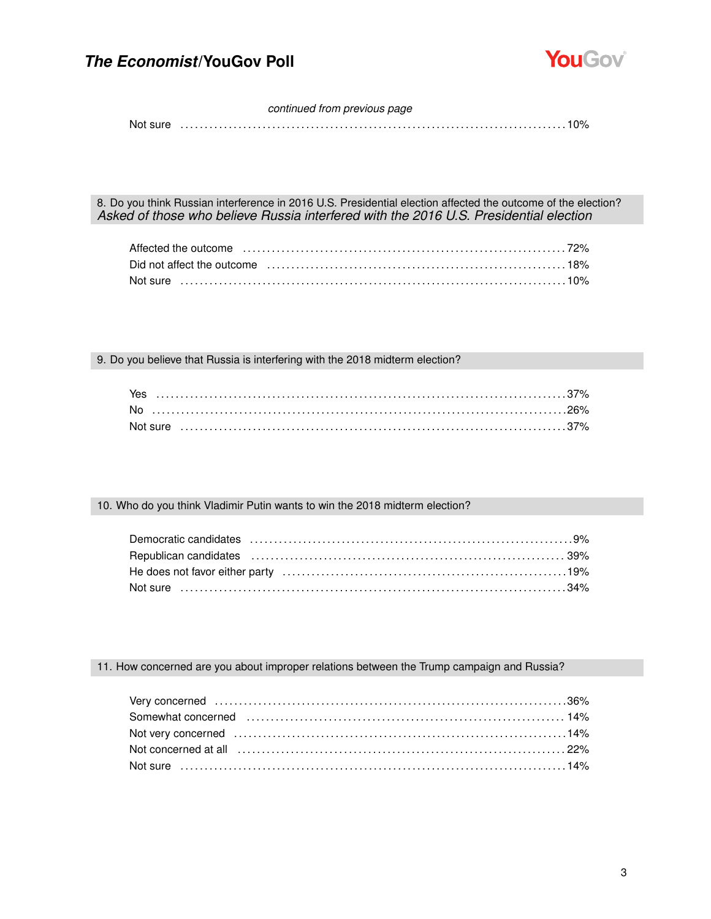*continued from previous page*

| | |
|---|---|
| Not sure | 10% |

### 8. Do you think Russian interference in 2016 U.S. Presidential election affected the outcome of the election?
*Asked of those who believe Russia interfered with the 2016 U.S. Presidential election*

| | |
|---|---|
| Affected the outcome | 72% |
| Did not affect the outcome | 18% |
| Not sure | 10% |

### 9. Do you believe that Russia is interfering with the 2018 midterm election?

| | |
|---|---|
| Yes | 37% |
| No | 26% |
| Not sure | 37% |

### 10. Who do you think Vladimir Putin wants to win the 2018 midterm election?

| | |
|---|---|
| Democratic candidates | 9% |
| Republican candidates | 39% |
| He does not favor either party | 19% |
| Not sure | 34% |

### 11. How concerned are you about improper relations between the Trump campaign and Russia?

| | |
|---|---|
| Very concerned | 36% |
| Somewhat concerned | 14% |
| Not very concerned | 14% |
| Not concerned at all | 22% |
| Not sure | 14% |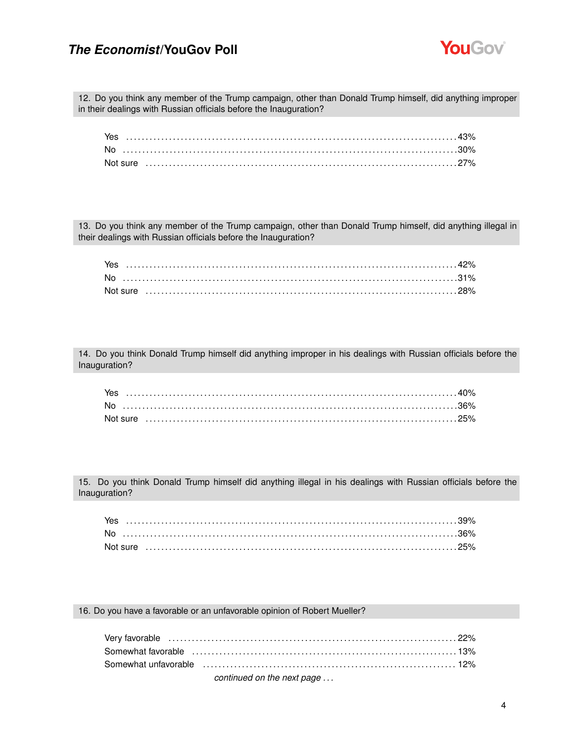12. Do you think any member of the Trump campaign, other than Donald Trump himself, did anything improper in their dealings with Russian officials before the Inauguration?

| | |
|---|---|
| Yes | 43% |
| No | 30% |
| Not sure | 27% |

13. Do you think any member of the Trump campaign, other than Donald Trump himself, did anything illegal in their dealings with Russian officials before the Inauguration?

| | |
|---|---|
| Yes | 42% |
| No | 31% |
| Not sure | 28% |

14. Do you think Donald Trump himself did anything improper in his dealings with Russian officials before the Inauguration?

| | |
|---|---|
| Yes | 40% |
| No | 36% |
| Not sure | 25% |

15. Do you think Donald Trump himself did anything illegal in his dealings with Russian officials before the Inauguration?

| | |
|---|---|
| Yes | 39% |
| No | 36% |
| Not sure | 25% |

16. Do you have a favorable or an unfavorable opinion of Robert Mueller?

| | |
|---|---|
| Very favorable | 22% |
| Somewhat favorable | 13% |
| Somewhat unfavorable | 12% |

*continued on the next page . . .*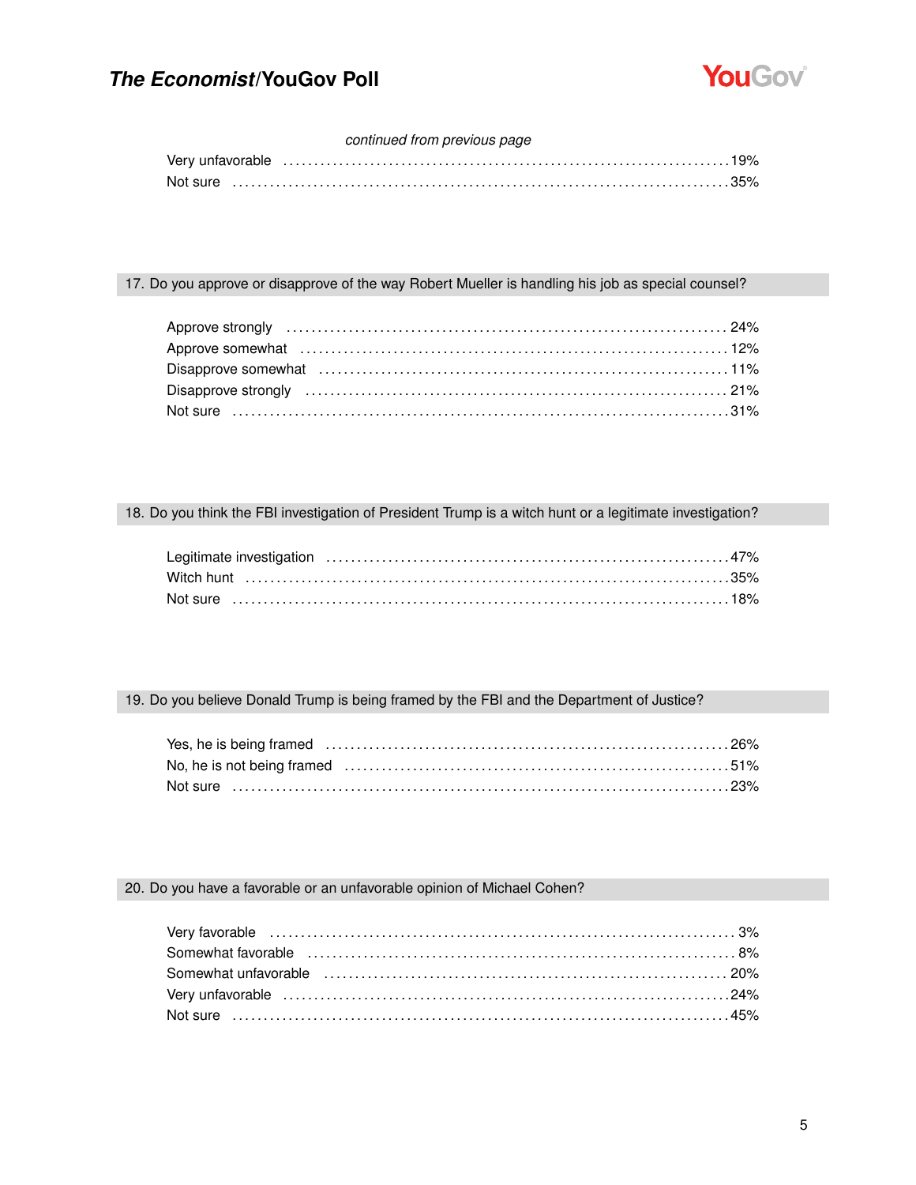*continued from previous page*

| | |
|---|---|
| Very unfavorable | 19% |
| Not sure | 35% |

## 17. Do you approve or disapprove of the way Robert Mueller is handling his job as special counsel?

| | |
|---|---|
| Approve strongly | 24% |
| Approve somewhat | 12% |
| Disapprove somewhat | 11% |
| Disapprove strongly | 21% |
| Not sure | 31% |

## 18. Do you think the FBI investigation of President Trump is a witch hunt or a legitimate investigation?

| | |
|---|---|
| Legitimate investigation | 47% |
| Witch hunt | 35% |
| Not sure | 18% |

## 19. Do you believe Donald Trump is being framed by the FBI and the Department of Justice?

| | |
|---|---|
| Yes, he is being framed | 26% |
| No, he is not being framed | 51% |
| Not sure | 23% |

## 20. Do you have a favorable or an unfavorable opinion of Michael Cohen?

| | |
|---|---|
| Very favorable | 3% |
| Somewhat favorable | 8% |
| Somewhat unfavorable | 20% |
| Very unfavorable | 24% |
| Not sure | 45% |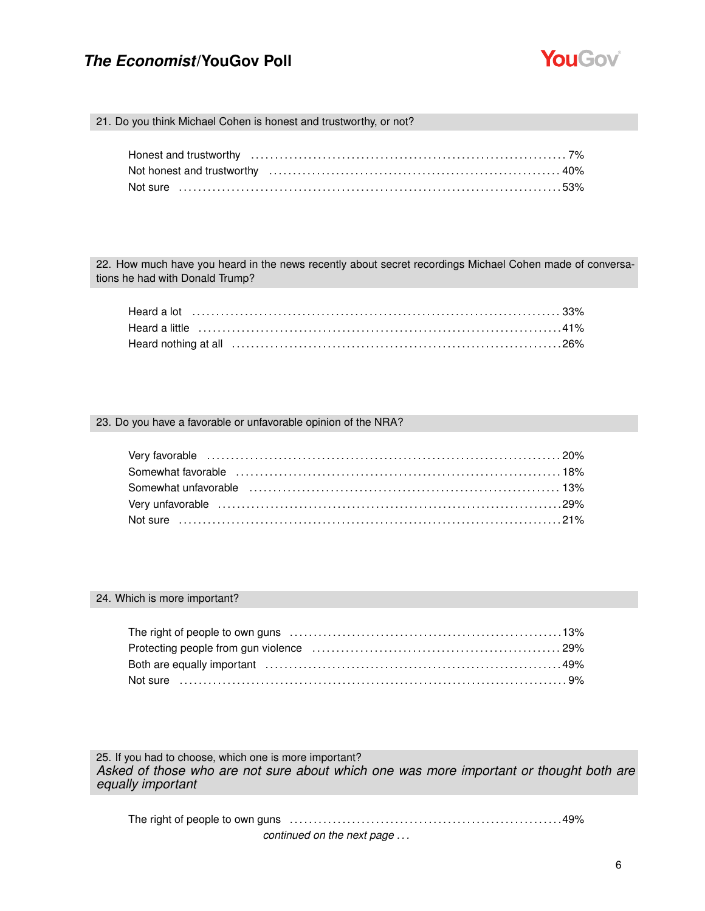### 21. Do you think Michael Cohen is honest and trustworthy, or not?

| Response | % |
|---|---|
| Honest and trustworthy | 7% |
| Not honest and trustworthy | 40% |
| Not sure | 53% |

### 22. How much have you heard in the news recently about secret recordings Michael Cohen made of conversations he had with Donald Trump?

| Response | % |
|---|---|
| Heard a lot | 33% |
| Heard a little | 41% |
| Heard nothing at all | 26% |

### 23. Do you have a favorable or unfavorable opinion of the NRA?

| Response | % |
|---|---|
| Very favorable | 20% |
| Somewhat favorable | 18% |
| Somewhat unfavorable | 13% |
| Very unfavorable | 29% |
| Not sure | 21% |

### 24. Which is more important?

| Response | % |
|---|---|
| The right of people to own guns | 13% |
| Protecting people from gun violence | 29% |
| Both are equally important | 49% |
| Not sure | 9% |

### 25. If you had to choose, which one is more important?

*Asked of those who are not sure about which one was more important or thought both are equally important*

| Response | % |
|---|---|
| The right of people to own guns | 49% |

*continued on the next page . . .*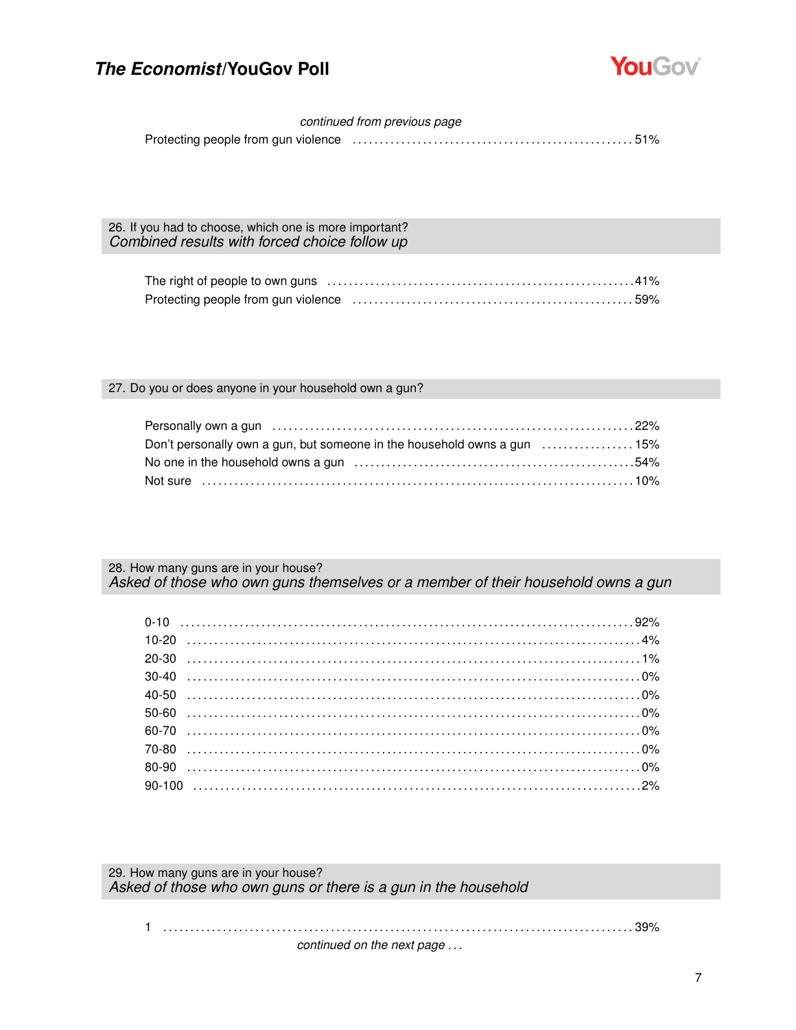*continued from previous page*

| | |
|---|---|
| Protecting people from gun violence | 51% |

### 26. If you had to choose, which one is more important?
*Combined results with forced choice follow up*

| | |
|---|---|
| The right of people to own guns | 41% |
| Protecting people from gun violence | 59% |

### 27. Do you or does anyone in your household own a gun?

| | |
|---|---|
| Personally own a gun | 22% |
| Don't personally own a gun, but someone in the household owns a gun | 15% |
| No one in the household owns a gun | 54% |
| Not sure | 10% |

### 28. How many guns are in your house?
*Asked of those who own guns themselves or a member of their household owns a gun*

| | |
|---|---|
| 0-10 | 92% |
| 10-20 | 4% |
| 20-30 | 1% |
| 30-40 | 0% |
| 40-50 | 0% |
| 50-60 | 0% |
| 60-70 | 0% |
| 70-80 | 0% |
| 80-90 | 0% |
| 90-100 | 2% |

### 29. How many guns are in your house?
*Asked of those who own guns or there is a gun in the household*

| | |
|---|---|
| 1 | 39% |

*continued on the next page ...*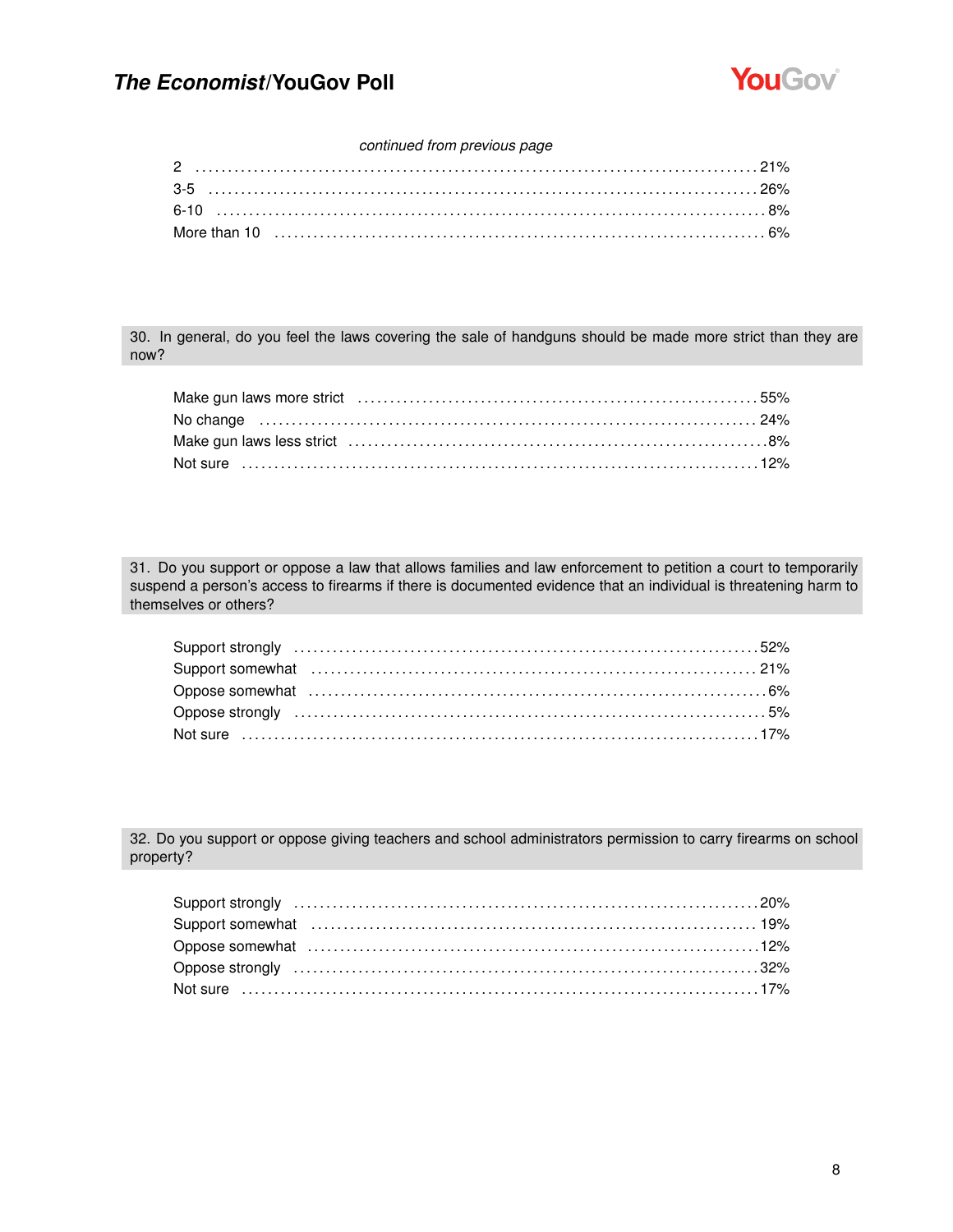*continued from previous page*

| | |
|---|---|
| 2 | 21% |
| 3-5 | 26% |
| 6-10 | 8% |
| More than 10 | 6% |

**30. In general, do you feel the laws covering the sale of handguns should be made more strict than they are now?**

| | |
|---|---|
| Make gun laws more strict | 55% |
| No change | 24% |
| Make gun laws less strict | 8% |
| Not sure | 12% |

**31. Do you support or oppose a law that allows families and law enforcement to petition a court to temporarily suspend a person's access to firearms if there is documented evidence that an individual is threatening harm to themselves or others?**

| | |
|---|---|
| Support strongly | 52% |
| Support somewhat | 21% |
| Oppose somewhat | 6% |
| Oppose strongly | 5% |
| Not sure | 17% |

**32. Do you support or oppose giving teachers and school administrators permission to carry firearms on school property?**

| | |
|---|---|
| Support strongly | 20% |
| Support somewhat | 19% |
| Oppose somewhat | 12% |
| Oppose strongly | 32% |
| Not sure | 17% |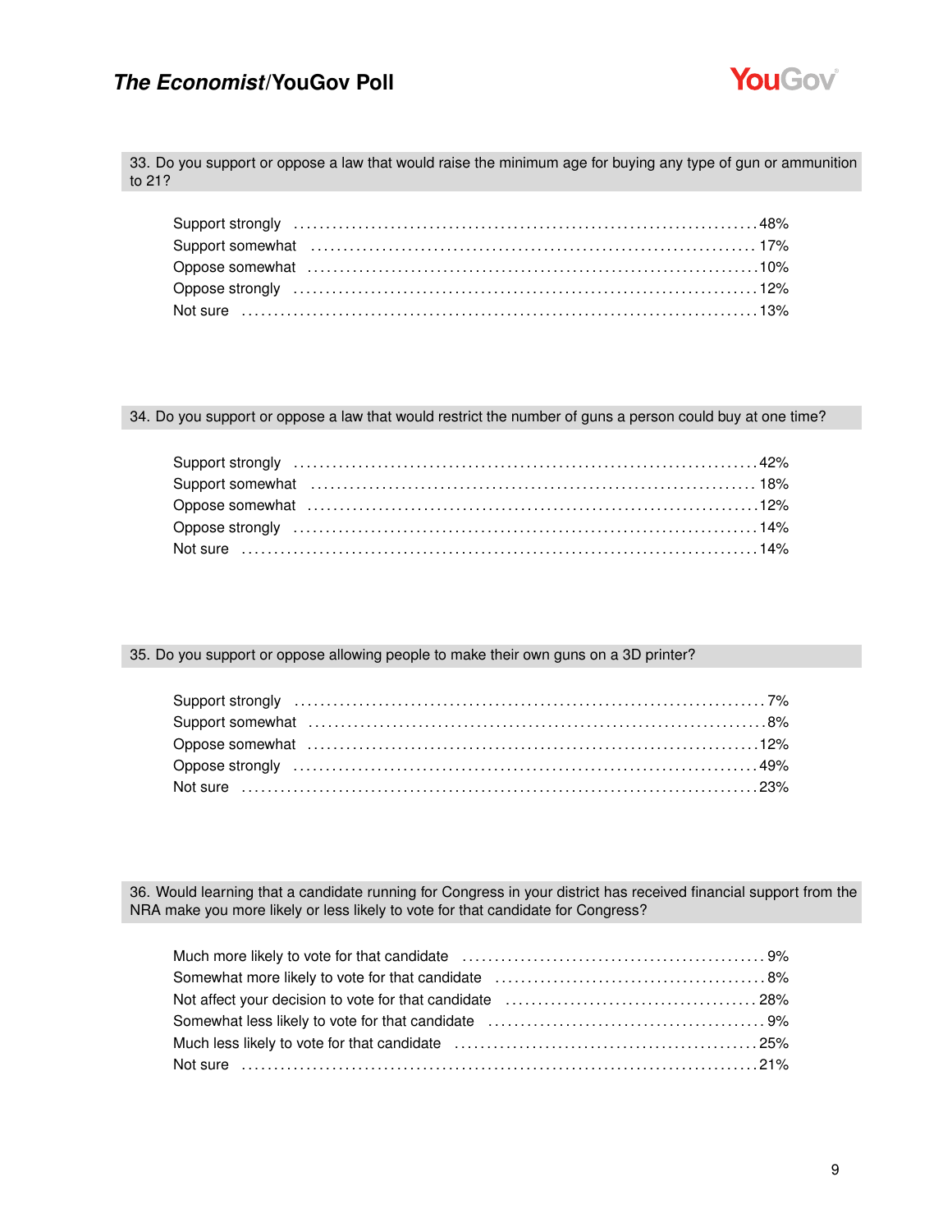### 33. Do you support or oppose a law that would raise the minimum age for buying any type of gun or ammunition to 21?

| Response | % |
|---|---|
| Support strongly | 48% |
| Support somewhat | 17% |
| Oppose somewhat | 10% |
| Oppose strongly | 12% |
| Not sure | 13% |

### 34. Do you support or oppose a law that would restrict the number of guns a person could buy at one time?

| Response | % |
|---|---|
| Support strongly | 42% |
| Support somewhat | 18% |
| Oppose somewhat | 12% |
| Oppose strongly | 14% |
| Not sure | 14% |

### 35. Do you support or oppose allowing people to make their own guns on a 3D printer?

| Response | % |
|---|---|
| Support strongly | 7% |
| Support somewhat | 8% |
| Oppose somewhat | 12% |
| Oppose strongly | 49% |
| Not sure | 23% |

### 36. Would learning that a candidate running for Congress in your district has received financial support from the NRA make you more likely or less likely to vote for that candidate for Congress?

| Response | % |
|---|---|
| Much more likely to vote for that candidate | 9% |
| Somewhat more likely to vote for that candidate | 8% |
| Not affect your decision to vote for that candidate | 28% |
| Somewhat less likely to vote for that candidate | 9% |
| Much less likely to vote for that candidate | 25% |
| Not sure | 21% |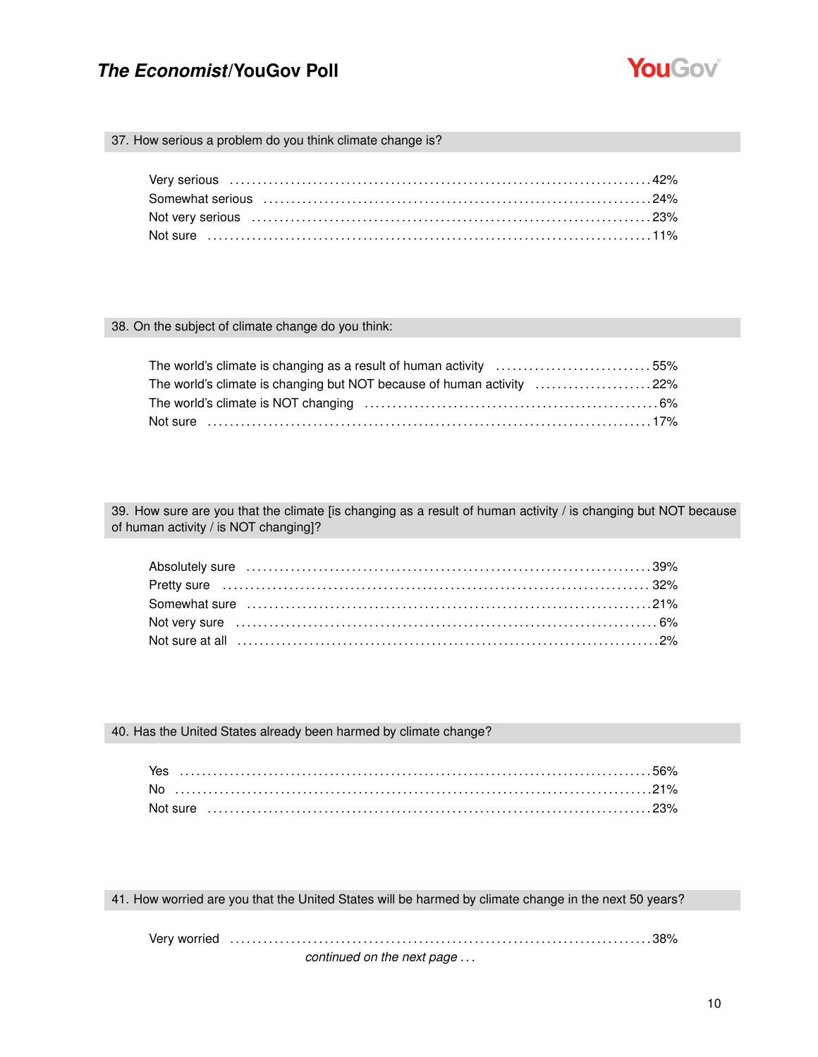### 37. How serious a problem do you think climate change is?

| | |
|---|---|
| Very serious | 42% |
| Somewhat serious | 24% |
| Not very serious | 23% |
| Not sure | 11% |

### 38. On the subject of climate change do you think:

| | |
|---|---|
| The world's climate is changing as a result of human activity | 55% |
| The world's climate is changing but NOT because of human activity | 22% |
| The world's climate is NOT changing | 6% |
| Not sure | 17% |

### 39. How sure are you that the climate [is changing as a result of human activity / is changing but NOT because of human activity / is NOT changing]?

| | |
|---|---|
| Absolutely sure | 39% |
| Pretty sure | 32% |
| Somewhat sure | 21% |
| Not very sure | 6% |
| Not sure at all | 2% |

### 40. Has the United States already been harmed by climate change?

| | |
|---|---|
| Yes | 56% |
| No | 21% |
| Not sure | 23% |

### 41. How worried are you that the United States will be harmed by climate change in the next 50 years?

| | |
|---|---|
| Very worried | 38% |

*continued on the next page . . .*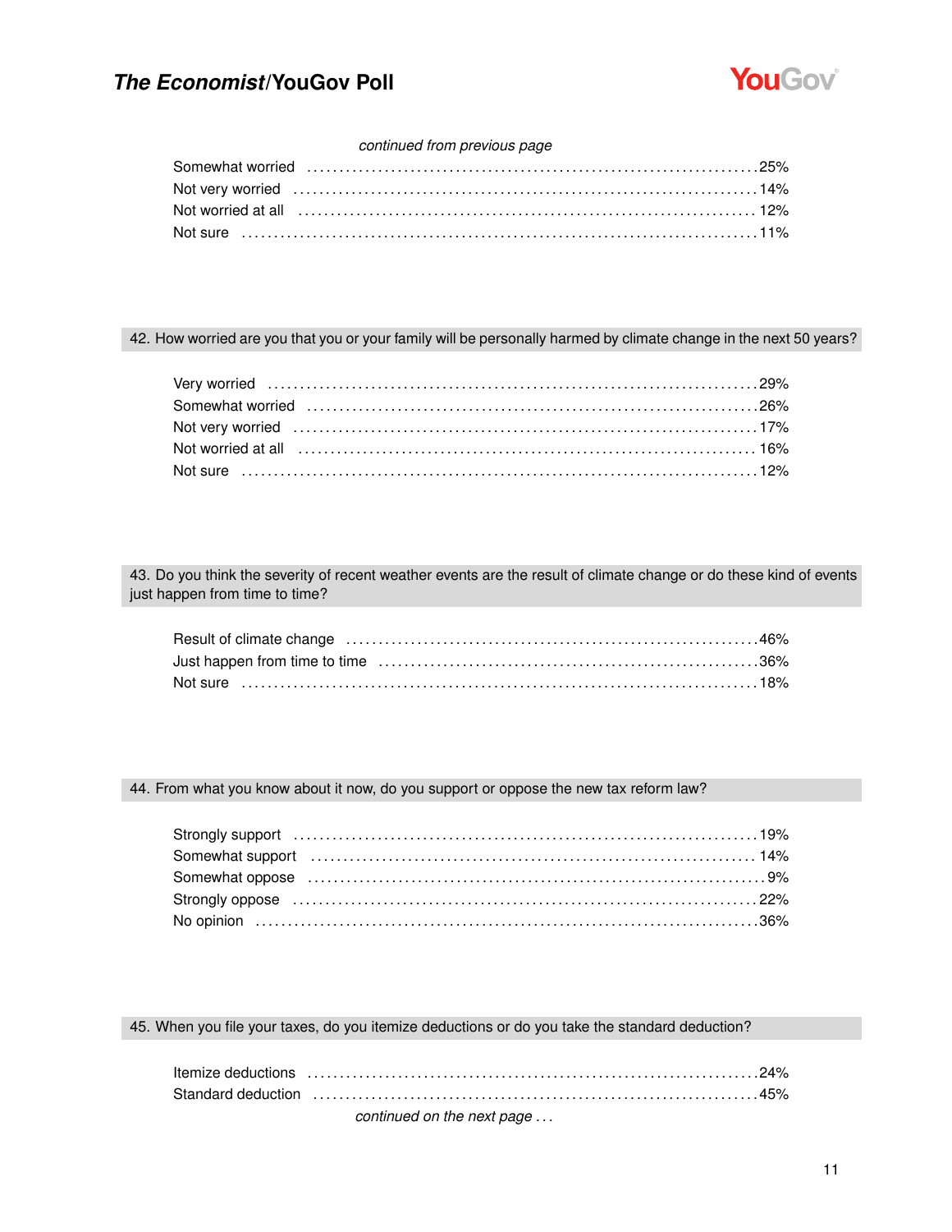*continued from previous page*

| | |
|---|---|
| Somewhat worried | 25% |
| Not very worried | 14% |
| Not worried at all | 12% |
| Not sure | 11% |

## 42. How worried are you that you or your family will be personally harmed by climate change in the next 50 years?

| | |
|---|---|
| Very worried | 29% |
| Somewhat worried | 26% |
| Not very worried | 17% |
| Not worried at all | 16% |
| Not sure | 12% |

## 43. Do you think the severity of recent weather events are the result of climate change or do these kind of events just happen from time to time?

| | |
|---|---|
| Result of climate change | 46% |
| Just happen from time to time | 36% |
| Not sure | 18% |

## 44. From what you know about it now, do you support or oppose the new tax reform law?

| | |
|---|---|
| Strongly support | 19% |
| Somewhat support | 14% |
| Somewhat oppose | 9% |
| Strongly oppose | 22% |
| No opinion | 36% |

## 45. When you file your taxes, do you itemize deductions or do you take the standard deduction?

| | |
|---|---|
| Itemize deductions | 24% |
| Standard deduction | 45% |

*continued on the next page ...*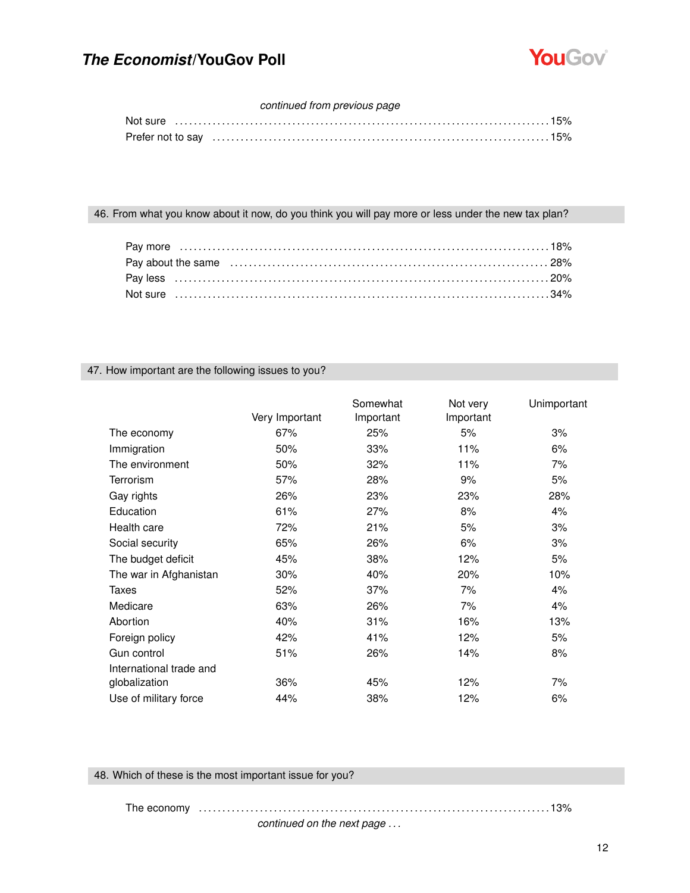*continued from previous page*

| | |
|---|---|
| Not sure | 15% |
| Prefer not to say | 15% |

## 46. From what you know about it now, do you think you will pay more or less under the new tax plan?

| | |
|---|---|
| Pay more | 18% |
| Pay about the same | 28% |
| Pay less | 20% |
| Not sure | 34% |

## 47. How important are the following issues to you?

| | Very Important | Somewhat Important | Not very Important | Unimportant |
|---|---|---|---|---|
| The economy | 67% | 25% | 5% | 3% |
| Immigration | 50% | 33% | 11% | 6% |
| The environment | 50% | 32% | 11% | 7% |
| Terrorism | 57% | 28% | 9% | 5% |
| Gay rights | 26% | 23% | 23% | 28% |
| Education | 61% | 27% | 8% | 4% |
| Health care | 72% | 21% | 5% | 3% |
| Social security | 65% | 26% | 6% | 3% |
| The budget deficit | 45% | 38% | 12% | 5% |
| The war in Afghanistan | 30% | 40% | 20% | 10% |
| Taxes | 52% | 37% | 7% | 4% |
| Medicare | 63% | 26% | 7% | 4% |
| Abortion | 40% | 31% | 16% | 13% |
| Foreign policy | 42% | 41% | 12% | 5% |
| Gun control | 51% | 26% | 14% | 8% |
| International trade and globalization | 36% | 45% | 12% | 7% |
| Use of military force | 44% | 38% | 12% | 6% |

## 48. Which of these is the most important issue for you?

| | |
|---|---|
| The economy | 13% |

*continued on the next page . . .*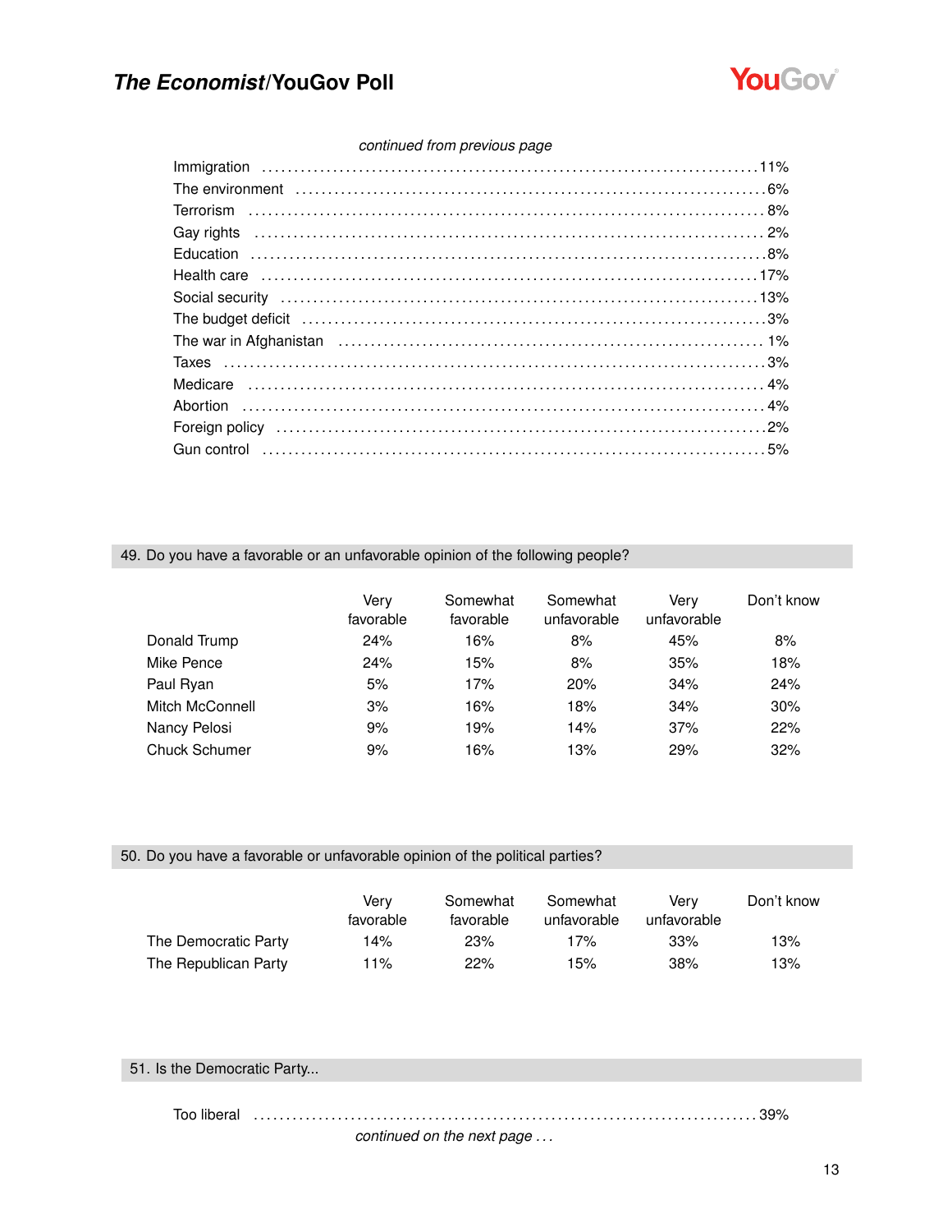*continued from previous page*

| | |
|---|---|
| Immigration | 11% |
| The environment | 6% |
| Terrorism | 8% |
| Gay rights | 2% |
| Education | 8% |
| Health care | 17% |
| Social security | 13% |
| The budget deficit | 3% |
| The war in Afghanistan | 1% |
| Taxes | 3% |
| Medicare | 4% |
| Abortion | 4% |
| Foreign policy | 2% |
| Gun control | 5% |

## 49. Do you have a favorable or an unfavorable opinion of the following people?

| | Very favorable | Somewhat favorable | Somewhat unfavorable | Very unfavorable | Don't know |
|---|---|---|---|---|---|
| Donald Trump | 24% | 16% | 8% | 45% | 8% |
| Mike Pence | 24% | 15% | 8% | 35% | 18% |
| Paul Ryan | 5% | 17% | 20% | 34% | 24% |
| Mitch McConnell | 3% | 16% | 18% | 34% | 30% |
| Nancy Pelosi | 9% | 19% | 14% | 37% | 22% |
| Chuck Schumer | 9% | 16% | 13% | 29% | 32% |

## 50. Do you have a favorable or unfavorable opinion of the political parties?

| | Very favorable | Somewhat favorable | Somewhat unfavorable | Very unfavorable | Don't know |
|---|---|---|---|---|---|
| The Democratic Party | 14% | 23% | 17% | 33% | 13% |
| The Republican Party | 11% | 22% | 15% | 38% | 13% |

## 51. Is the Democratic Party...

| | |
|---|---|
| Too liberal | 39% |

*continued on the next page . . .*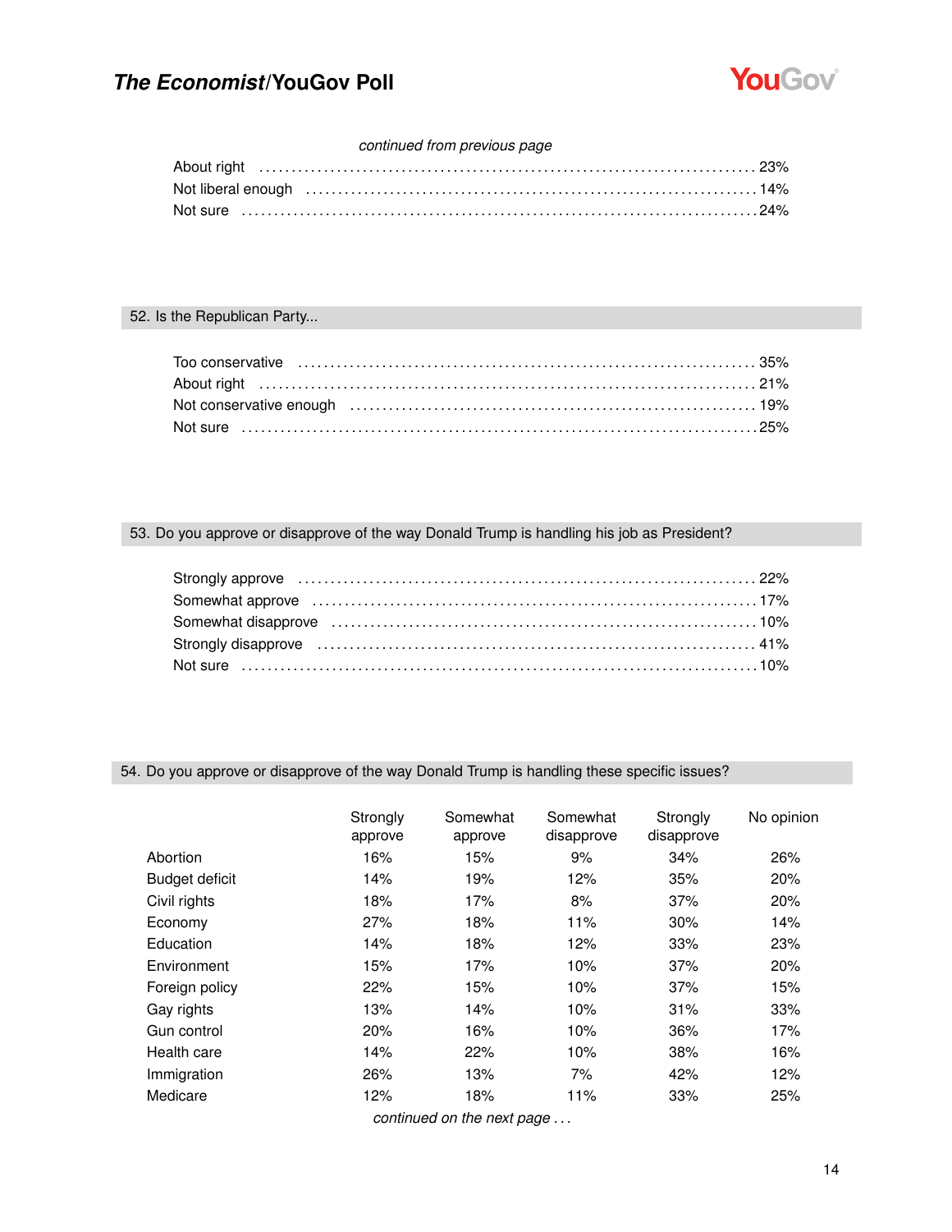*continued from previous page*

| | |
|---|---|
| About right | 23% |
| Not liberal enough | 14% |
| Not sure | 24% |

## 52. Is the Republican Party...

| | |
|---|---|
| Too conservative | 35% |
| About right | 21% |
| Not conservative enough | 19% |
| Not sure | 25% |

## 53. Do you approve or disapprove of the way Donald Trump is handling his job as President?

| | |
|---|---|
| Strongly approve | 22% |
| Somewhat approve | 17% |
| Somewhat disapprove | 10% |
| Strongly disapprove | 41% |
| Not sure | 10% |

## 54. Do you approve or disapprove of the way Donald Trump is handling these specific issues?

| | Strongly approve | Somewhat approve | Somewhat disapprove | Strongly disapprove | No opinion |
|---|---|---|---|---|---|
| Abortion | 16% | 15% | 9% | 34% | 26% |
| Budget deficit | 14% | 19% | 12% | 35% | 20% |
| Civil rights | 18% | 17% | 8% | 37% | 20% |
| Economy | 27% | 18% | 11% | 30% | 14% |
| Education | 14% | 18% | 12% | 33% | 23% |
| Environment | 15% | 17% | 10% | 37% | 20% |
| Foreign policy | 22% | 15% | 10% | 37% | 15% |
| Gay rights | 13% | 14% | 10% | 31% | 33% |
| Gun control | 20% | 16% | 10% | 36% | 17% |
| Health care | 14% | 22% | 10% | 38% | 16% |
| Immigration | 26% | 13% | 7% | 42% | 12% |
| Medicare | 12% | 18% | 11% | 33% | 25% |

*continued on the next page . . .*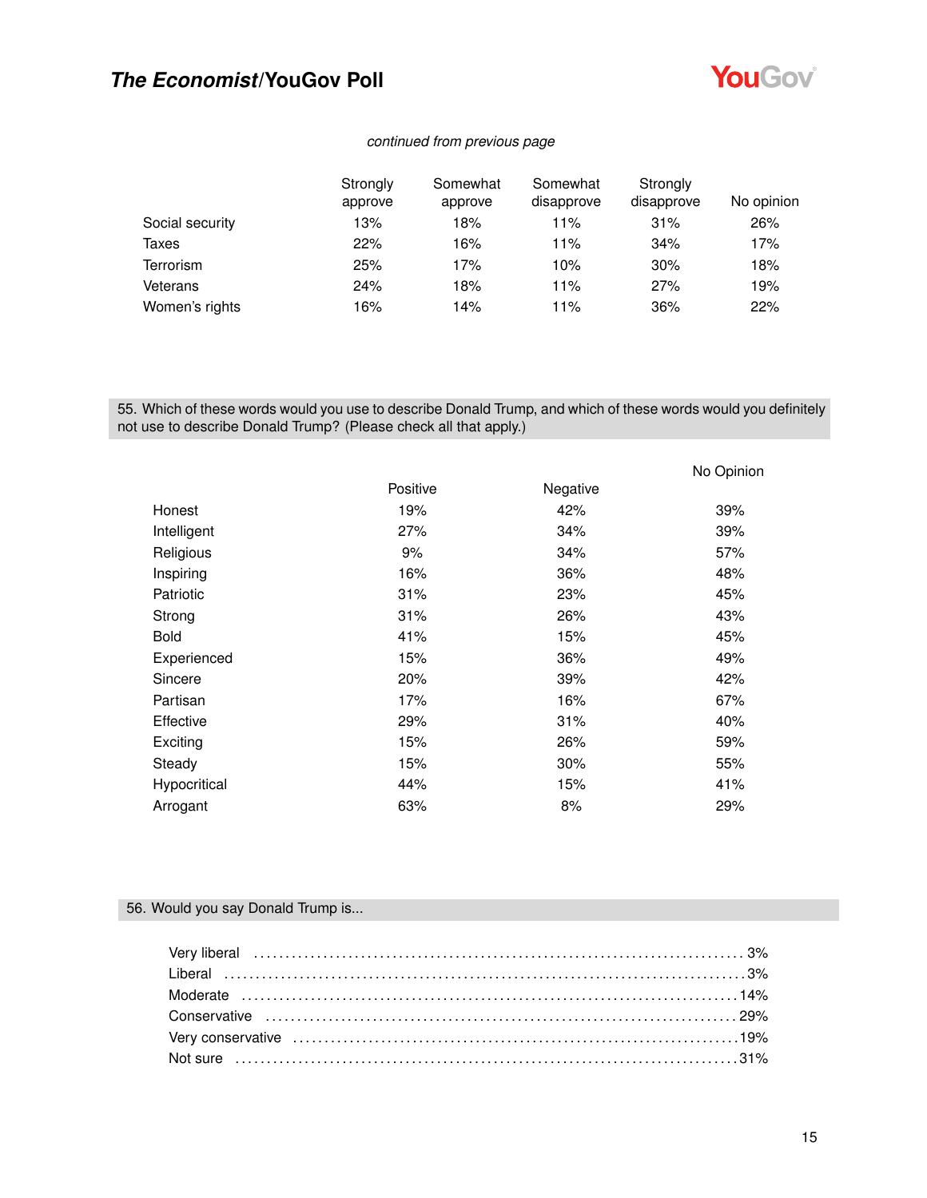*continued from previous page*

| | Strongly approve | Somewhat approve | Somewhat disapprove | Strongly disapprove | No opinion |
|---|---|---|---|---|---|
| Social security | 13% | 18% | 11% | 31% | 26% |
| Taxes | 22% | 16% | 11% | 34% | 17% |
| Terrorism | 25% | 17% | 10% | 30% | 18% |
| Veterans | 24% | 18% | 11% | 27% | 19% |
| Women's rights | 16% | 14% | 11% | 36% | 22% |

## 55. Which of these words would you use to describe Donald Trump, and which of these words would you definitely not use to describe Donald Trump? (Please check all that apply.)

| | Positive | Negative | No Opinion |
|---|---|---|---|
| Honest | 19% | 42% | 39% |
| Intelligent | 27% | 34% | 39% |
| Religious | 9% | 34% | 57% |
| Inspiring | 16% | 36% | 48% |
| Patriotic | 31% | 23% | 45% |
| Strong | 31% | 26% | 43% |
| Bold | 41% | 15% | 45% |
| Experienced | 15% | 36% | 49% |
| Sincere | 20% | 39% | 42% |
| Partisan | 17% | 16% | 67% |
| Effective | 29% | 31% | 40% |
| Exciting | 15% | 26% | 59% |
| Steady | 15% | 30% | 55% |
| Hypocritical | 44% | 15% | 41% |
| Arrogant | 63% | 8% | 29% |

## 56. Would you say Donald Trump is...

| | |
|---|---|
| Very liberal | 3% |
| Liberal | 3% |
| Moderate | 14% |
| Conservative | 29% |
| Very conservative | 19% |
| Not sure | 31% |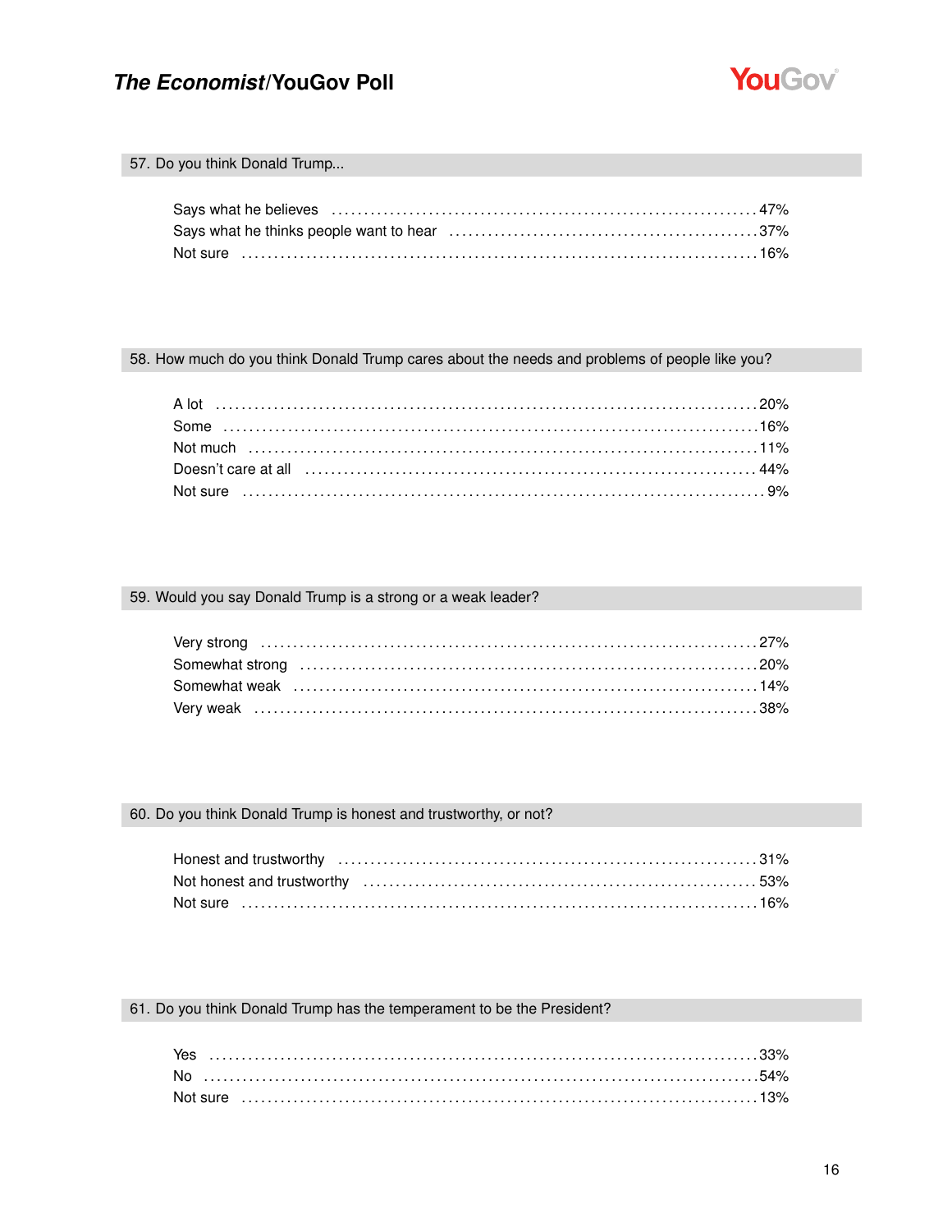### 57. Do you think Donald Trump...

| Response | % |
| --- | --- |
| Says what he believes | 47% |
| Says what he thinks people want to hear | 37% |
| Not sure | 16% |

### 58. How much do you think Donald Trump cares about the needs and problems of people like you?

| Response | % |
| --- | --- |
| A lot | 20% |
| Some | 16% |
| Not much | 11% |
| Doesn't care at all | 44% |
| Not sure | 9% |

### 59. Would you say Donald Trump is a strong or a weak leader?

| Response | % |
| --- | --- |
| Very strong | 27% |
| Somewhat strong | 20% |
| Somewhat weak | 14% |
| Very weak | 38% |

### 60. Do you think Donald Trump is honest and trustworthy, or not?

| Response | % |
| --- | --- |
| Honest and trustworthy | 31% |
| Not honest and trustworthy | 53% |
| Not sure | 16% |

### 61. Do you think Donald Trump has the temperament to be the President?

| Response | % |
| --- | --- |
| Yes | 33% |
| No | 54% |
| Not sure | 13% |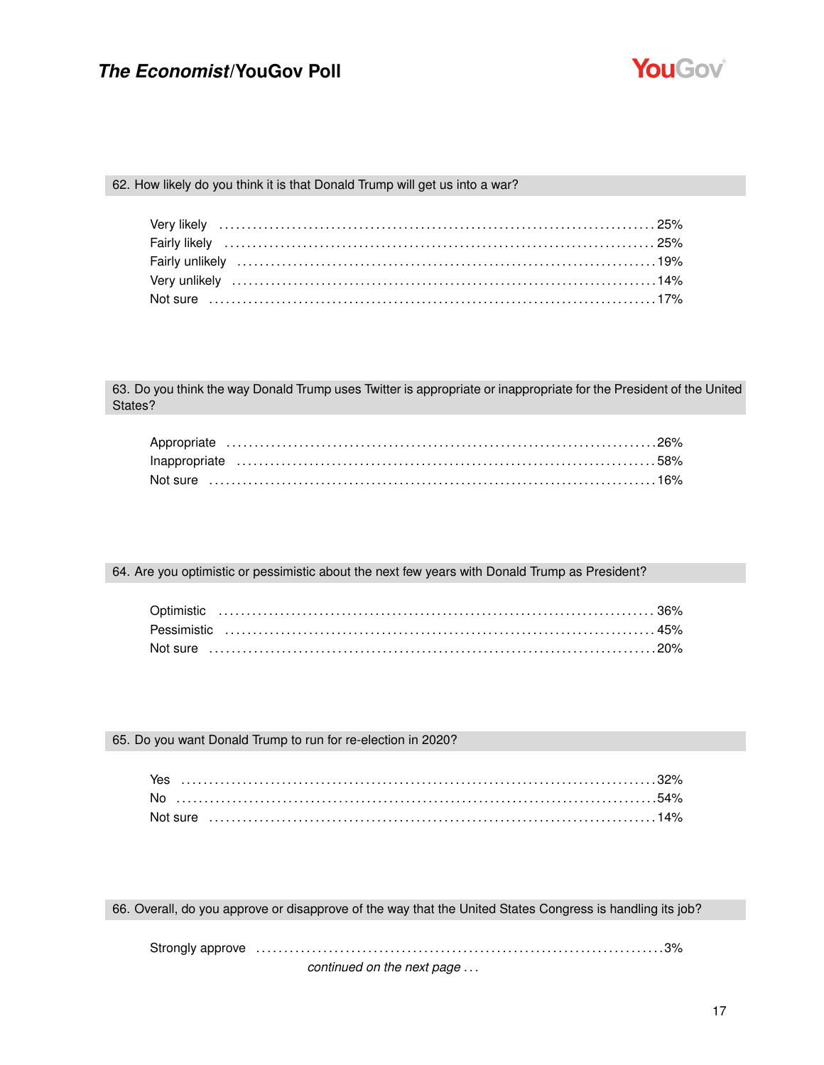### 62. How likely do you think it is that Donald Trump will get us into a war?

| Response | % |
|---|---|
| Very likely | 25% |
| Fairly likely | 25% |
| Fairly unlikely | 19% |
| Very unlikely | 14% |
| Not sure | 17% |

### 63. Do you think the way Donald Trump uses Twitter is appropriate or inappropriate for the President of the United States?

| Response | % |
|---|---|
| Appropriate | 26% |
| Inappropriate | 58% |
| Not sure | 16% |

### 64. Are you optimistic or pessimistic about the next few years with Donald Trump as President?

| Response | % |
|---|---|
| Optimistic | 36% |
| Pessimistic | 45% |
| Not sure | 20% |

### 65. Do you want Donald Trump to run for re-election in 2020?

| Response | % |
|---|---|
| Yes | 32% |
| No | 54% |
| Not sure | 14% |

### 66. Overall, do you approve or disapprove of the way that the United States Congress is handling its job?

| Response | % |
|---|---|
| Strongly approve | 3% |

*continued on the next page . . .*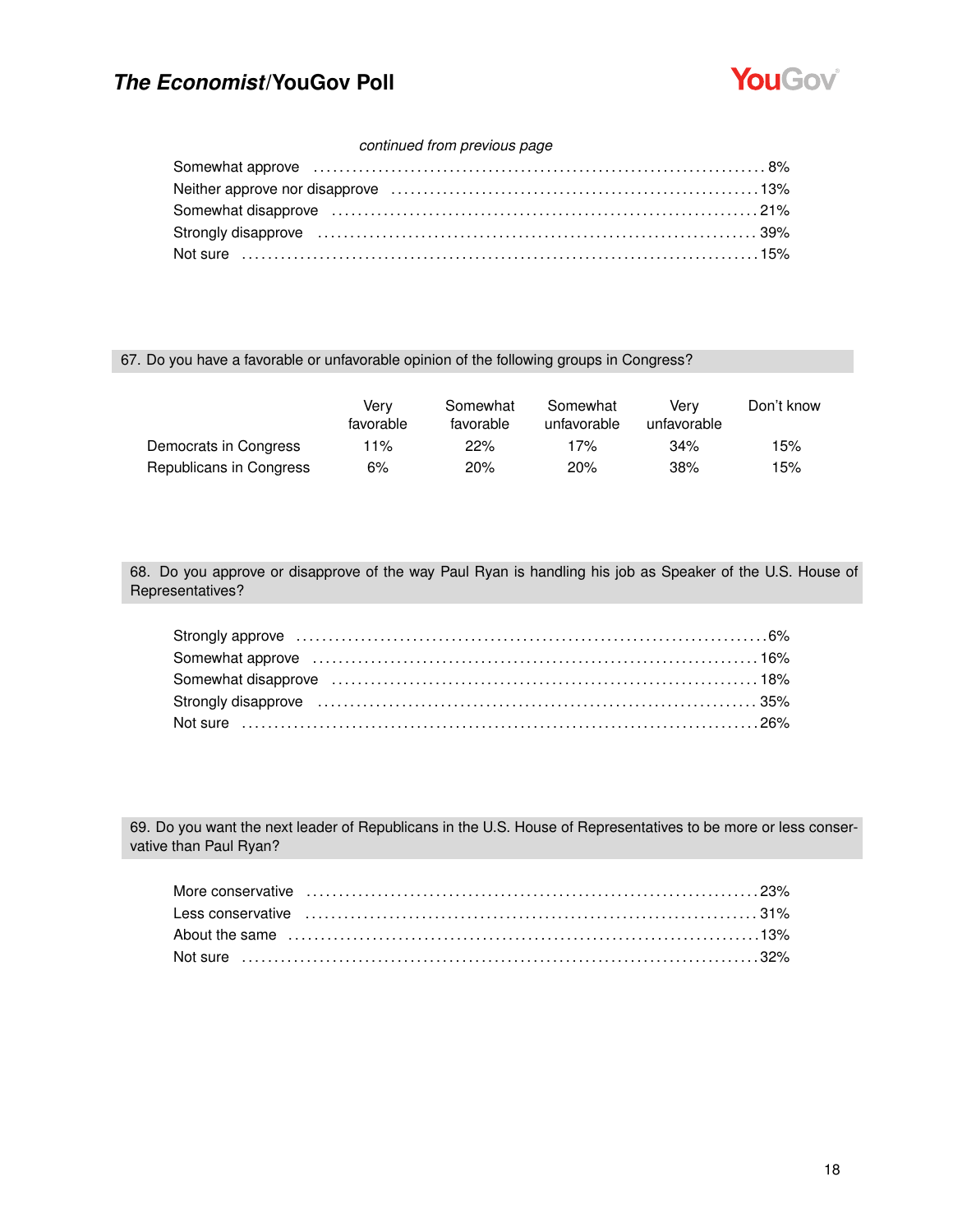*continued from previous page*

| | |
|---|---|
| Somewhat approve | 8% |
| Neither approve nor disapprove | 13% |
| Somewhat disapprove | 21% |
| Strongly disapprove | 39% |
| Not sure | 15% |

## 67. Do you have a favorable or unfavorable opinion of the following groups in Congress?

| | Very favorable | Somewhat favorable | Somewhat unfavorable | Very unfavorable | Don't know |
|---|---|---|---|---|---|
| Democrats in Congress | 11% | 22% | 17% | 34% | 15% |
| Republicans in Congress | 6% | 20% | 20% | 38% | 15% |

## 68. Do you approve or disapprove of the way Paul Ryan is handling his job as Speaker of the U.S. House of Representatives?

| | |
|---|---|
| Strongly approve | 6% |
| Somewhat approve | 16% |
| Somewhat disapprove | 18% |
| Strongly disapprove | 35% |
| Not sure | 26% |

## 69. Do you want the next leader of Republicans in the U.S. House of Representatives to be more or less conservative than Paul Ryan?

| | |
|---|---|
| More conservative | 23% |
| Less conservative | 31% |
| About the same | 13% |
| Not sure | 32% |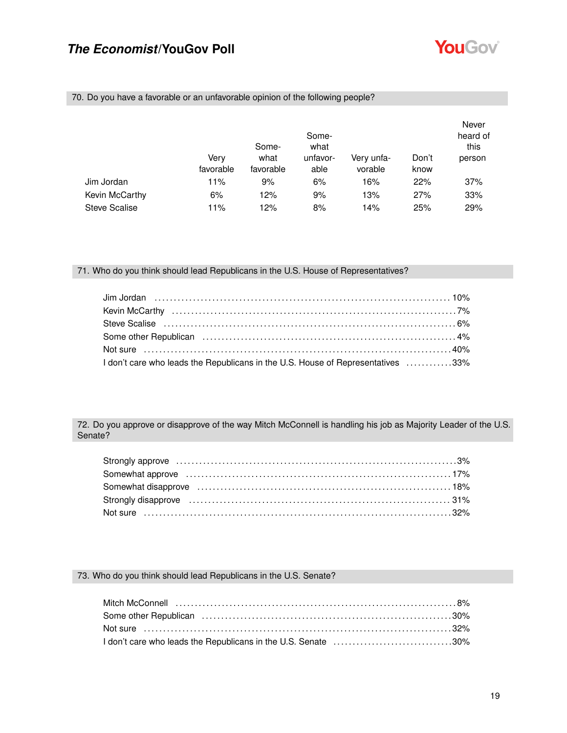## 70. Do you have a favorable or an unfavorable opinion of the following people?

| | Very favorable | Somewhat favorable | Somewhat unfavorable | Very unfavorable | Don't know | Never heard of this person |
|---|---|---|---|---|---|---|
| Jim Jordan | 11% | 9% | 6% | 16% | 22% | 37% |
| Kevin McCarthy | 6% | 12% | 9% | 13% | 27% | 33% |
| Steve Scalise | 11% | 12% | 8% | 14% | 25% | 29% |

## 71. Who do you think should lead Republicans in the U.S. House of Representatives?

| | |
|---|---|
| Jim Jordan | 10% |
| Kevin McCarthy | 7% |
| Steve Scalise | 6% |
| Some other Republican | 4% |
| Not sure | 40% |
| I don't care who leads the Republicans in the U.S. House of Representatives | 33% |

## 72. Do you approve or disapprove of the way Mitch McConnell is handling his job as Majority Leader of the U.S. Senate?

| | |
|---|---|
| Strongly approve | 3% |
| Somewhat approve | 17% |
| Somewhat disapprove | 18% |
| Strongly disapprove | 31% |
| Not sure | 32% |

## 73. Who do you think should lead Republicans in the U.S. Senate?

| | |
|---|---|
| Mitch McConnell | 8% |
| Some other Republican | 30% |
| Not sure | 32% |
| I don't care who leads the Republicans in the U.S. Senate | 30% |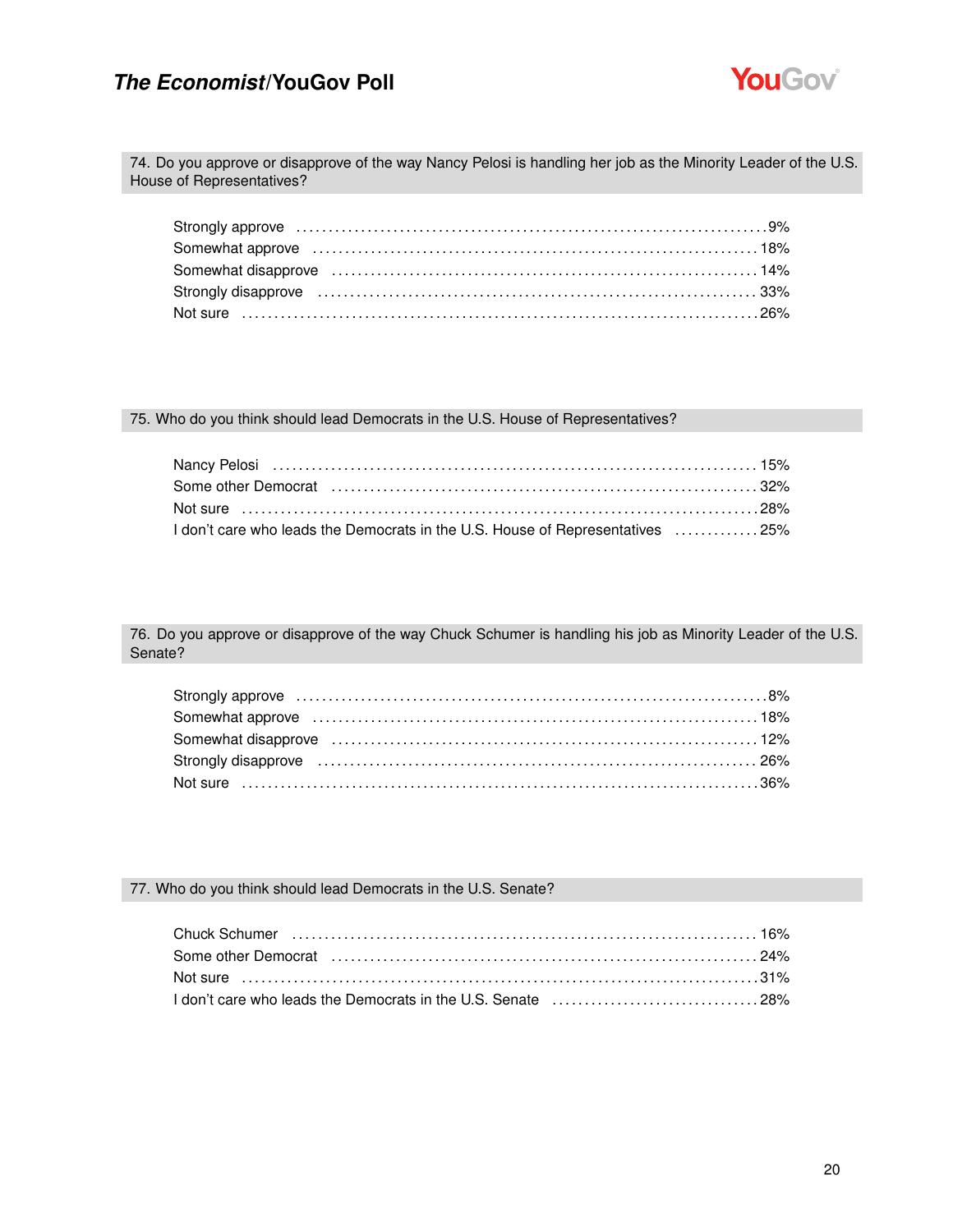**74. Do you approve or disapprove of the way Nancy Pelosi is handling her job as the Minority Leader of the U.S. House of Representatives?**

| Response | % |
|---|---|
| Strongly approve | 9% |
| Somewhat approve | 18% |
| Somewhat disapprove | 14% |
| Strongly disapprove | 33% |
| Not sure | 26% |

**75. Who do you think should lead Democrats in the U.S. House of Representatives?**

| Response | % |
|---|---|
| Nancy Pelosi | 15% |
| Some other Democrat | 32% |
| Not sure | 28% |
| I don't care who leads the Democrats in the U.S. House of Representatives | 25% |

**76. Do you approve or disapprove of the way Chuck Schumer is handling his job as Minority Leader of the U.S. Senate?**

| Response | % |
|---|---|
| Strongly approve | 8% |
| Somewhat approve | 18% |
| Somewhat disapprove | 12% |
| Strongly disapprove | 26% |
| Not sure | 36% |

**77. Who do you think should lead Democrats in the U.S. Senate?**

| Response | % |
|---|---|
| Chuck Schumer | 16% |
| Some other Democrat | 24% |
| Not sure | 31% |
| I don't care who leads the Democrats in the U.S. Senate | 28% |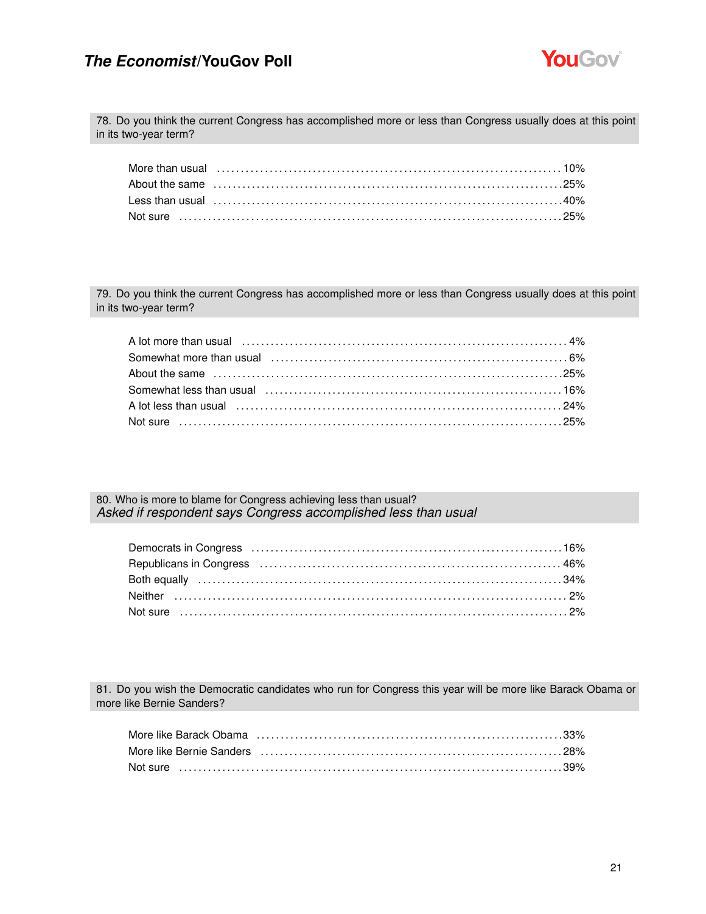### 78. Do you think the current Congress has accomplished more or less than Congress usually does at this point in its two-year term?

| Response | % |
|---|---|
| More than usual | 10% |
| About the same | 25% |
| Less than usual | 40% |
| Not sure | 25% |

### 79. Do you think the current Congress has accomplished more or less than Congress usually does at this point in its two-year term?

| Response | % |
|---|---|
| A lot more than usual | 4% |
| Somewhat more than usual | 6% |
| About the same | 25% |
| Somewhat less than usual | 16% |
| A lot less than usual | 24% |
| Not sure | 25% |

### 80. Who is more to blame for Congress achieving less than usual?

*Asked if respondent says Congress accomplished less than usual*

| Response | % |
|---|---|
| Democrats in Congress | 16% |
| Republicans in Congress | 46% |
| Both equally | 34% |
| Neither | 2% |
| Not sure | 2% |

### 81. Do you wish the Democratic candidates who run for Congress this year will be more like Barack Obama or more like Bernie Sanders?

| Response | % |
|---|---|
| More like Barack Obama | 33% |
| More like Bernie Sanders | 28% |
| Not sure | 39% |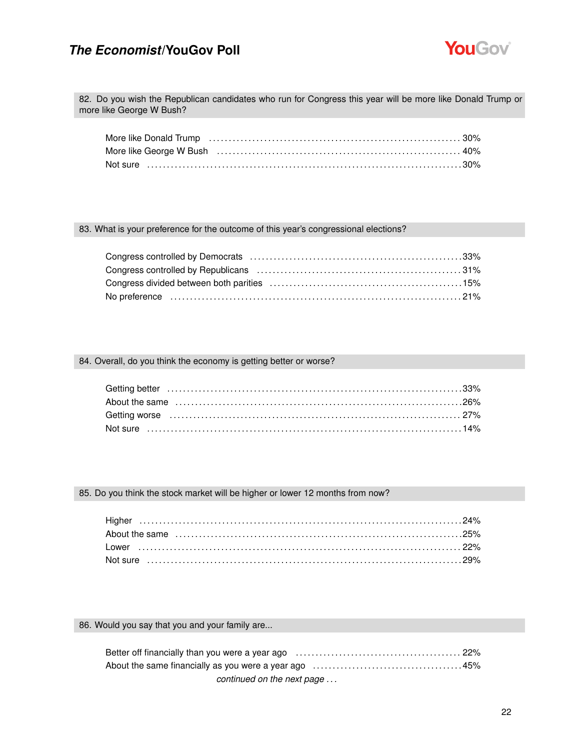## 82. Do you wish the Republican candidates who run for Congress this year will be more like Donald Trump or more like George W Bush?

| Response | % |
|---|---|
| More like Donald Trump | 30% |
| More like George W Bush | 40% |
| Not sure | 30% |

## 83. What is your preference for the outcome of this year's congressional elections?

| Response | % |
|---|---|
| Congress controlled by Democrats | 33% |
| Congress controlled by Republicans | 31% |
| Congress divided between both parities | 15% |
| No preference | 21% |

## 84. Overall, do you think the economy is getting better or worse?

| Response | % |
|---|---|
| Getting better | 33% |
| About the same | 26% |
| Getting worse | 27% |
| Not sure | 14% |

## 85. Do you think the stock market will be higher or lower 12 months from now?

| Response | % |
|---|---|
| Higher | 24% |
| About the same | 25% |
| Lower | 22% |
| Not sure | 29% |

## 86. Would you say that you and your family are...

| Response | % |
|---|---|
| Better off financially than you were a year ago | 22% |
| About the same financially as you were a year ago | 45% |

*continued on the next page . . .*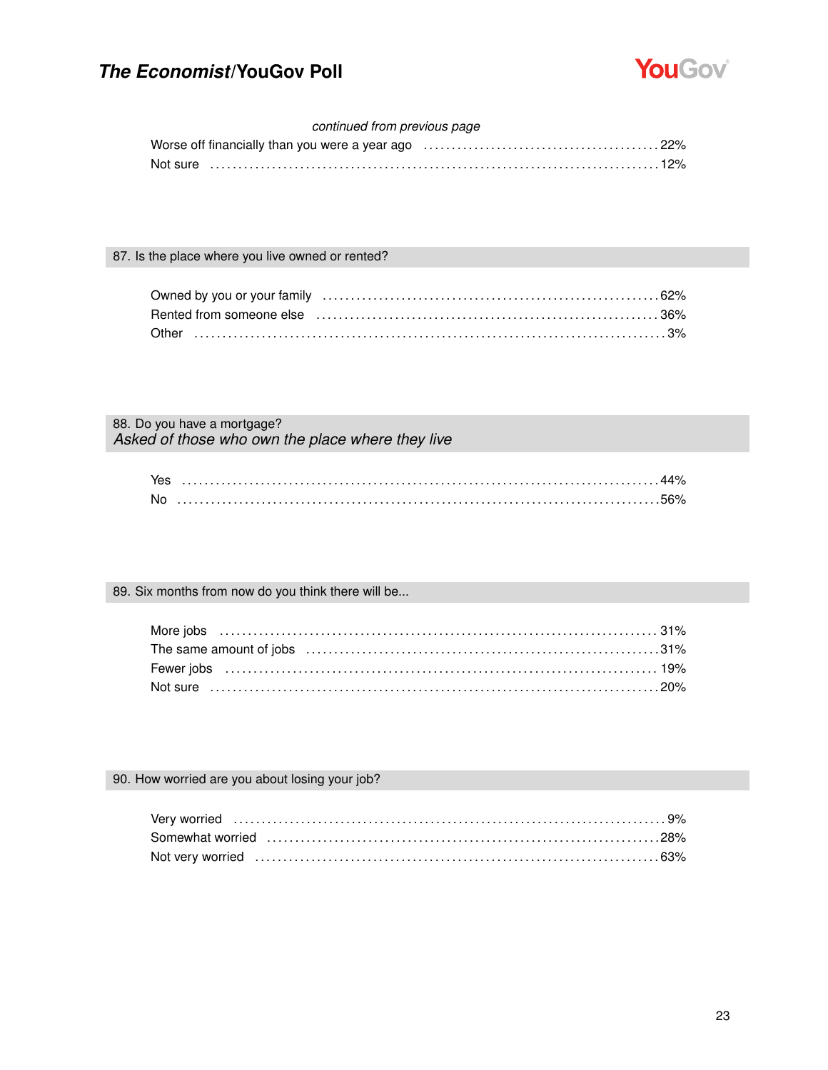*continued from previous page*

| | |
|---|---|
| Worse off financially than you were a year ago | 22% |
| Not sure | 12% |

## 87. Is the place where you live owned or rented?

| | |
|---|---|
| Owned by you or your family | 62% |
| Rented from someone else | 36% |
| Other | 3% |

## 88. Do you have a mortgage?

*Asked of those who own the place where they live*

| | |
|---|---|
| Yes | 44% |
| No | 56% |

## 89. Six months from now do you think there will be...

| | |
|---|---|
| More jobs | 31% |
| The same amount of jobs | 31% |
| Fewer jobs | 19% |
| Not sure | 20% |

## 90. How worried are you about losing your job?

| | |
|---|---|
| Very worried | 9% |
| Somewhat worried | 28% |
| Not very worried | 63% |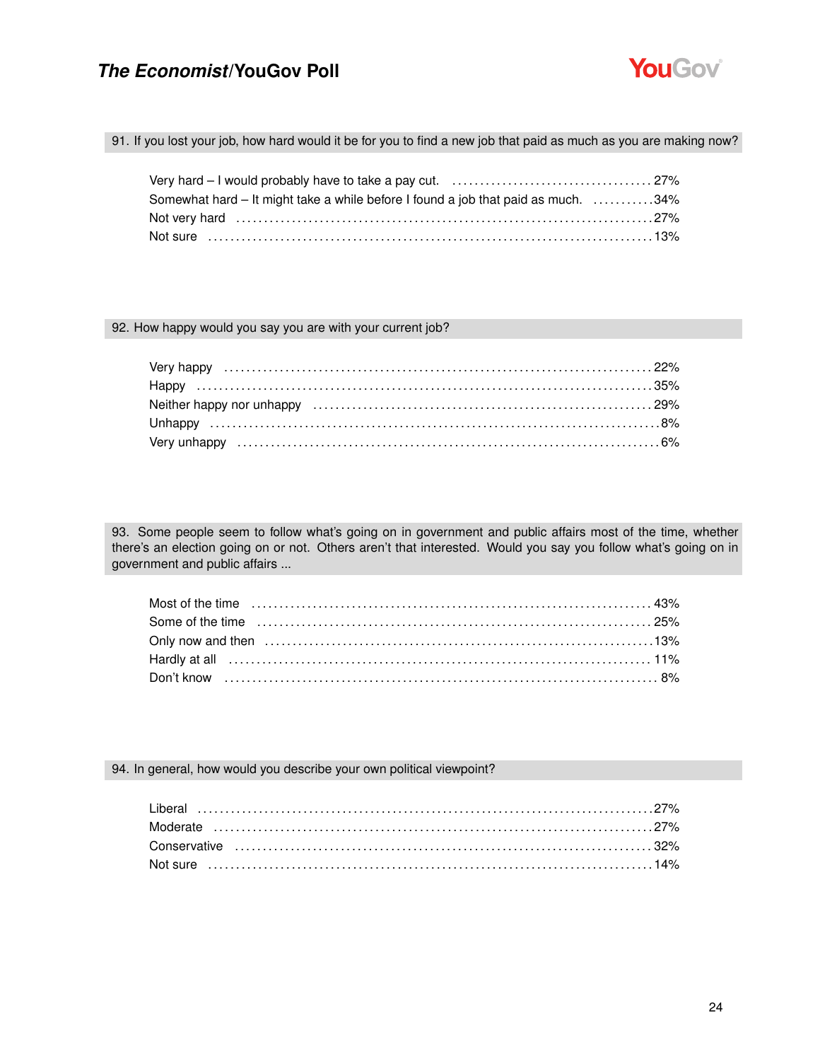91. If you lost your job, how hard would it be for you to find a new job that paid as much as you are making now?

| | |
|---|---|
| Very hard – I would probably have to take a pay cut. | 27% |
| Somewhat hard – It might take a while before I found a job that paid as much. | 34% |
| Not very hard | 27% |
| Not sure | 13% |

92. How happy would you say you are with your current job?

| | |
|---|---|
| Very happy | 22% |
| Happy | 35% |
| Neither happy nor unhappy | 29% |
| Unhappy | 8% |
| Very unhappy | 6% |

93. Some people seem to follow what's going on in government and public affairs most of the time, whether there's an election going on or not. Others aren't that interested. Would you say you follow what's going on in government and public affairs ...

| | |
|---|---|
| Most of the time | 43% |
| Some of the time | 25% |
| Only now and then | 13% |
| Hardly at all | 11% |
| Don't know | 8% |

94. In general, how would you describe your own political viewpoint?

| | |
|---|---|
| Liberal | 27% |
| Moderate | 27% |
| Conservative | 32% |
| Not sure | 14% |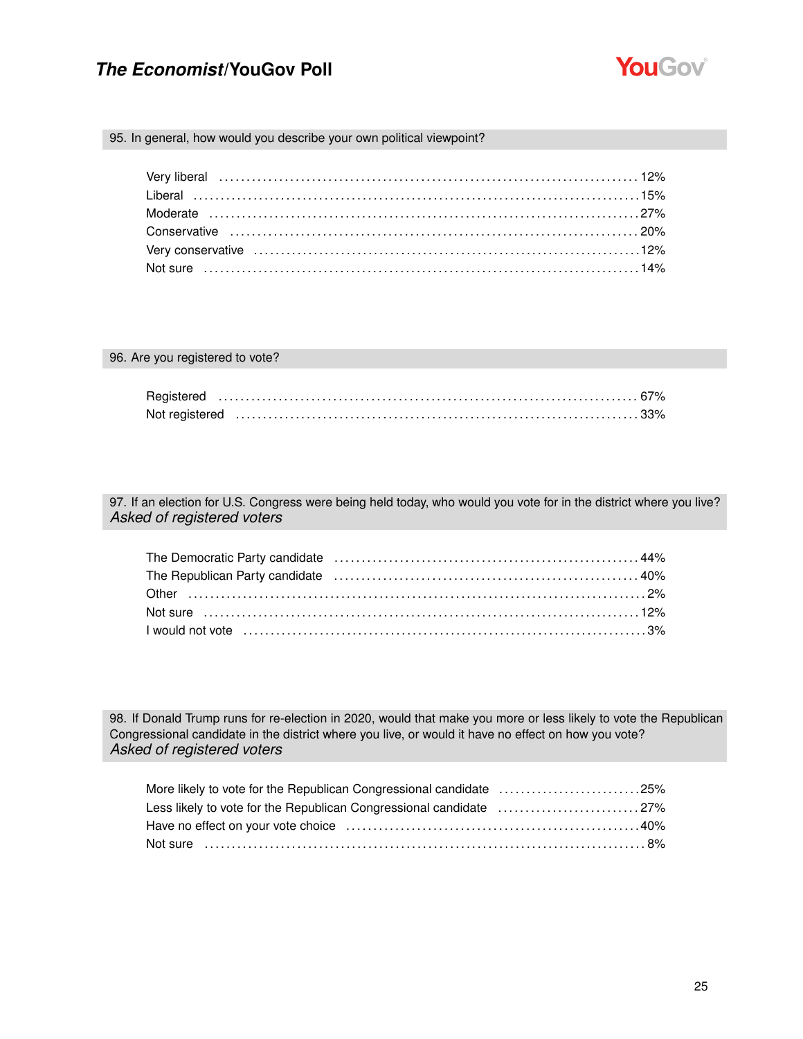### 95. In general, how would you describe your own political viewpoint?

| Response | % |
|---|---|
| Very liberal | 12% |
| Liberal | 15% |
| Moderate | 27% |
| Conservative | 20% |
| Very conservative | 12% |
| Not sure | 14% |

### 96. Are you registered to vote?

| Response | % |
|---|---|
| Registered | 67% |
| Not registered | 33% |

### 97. If an election for U.S. Congress were being held today, who would you vote for in the district where you live?
*Asked of registered voters*

| Response | % |
|---|---|
| The Democratic Party candidate | 44% |
| The Republican Party candidate | 40% |
| Other | 2% |
| Not sure | 12% |
| I would not vote | 3% |

### 98. If Donald Trump runs for re-election in 2020, would that make you more or less likely to vote the Republican Congressional candidate in the district where you live, or would it have no effect on how you vote?
*Asked of registered voters*

| Response | % |
|---|---|
| More likely to vote for the Republican Congressional candidate | 25% |
| Less likely to vote for the Republican Congressional candidate | 27% |
| Have no effect on your vote choice | 40% |
| Not sure | 8% |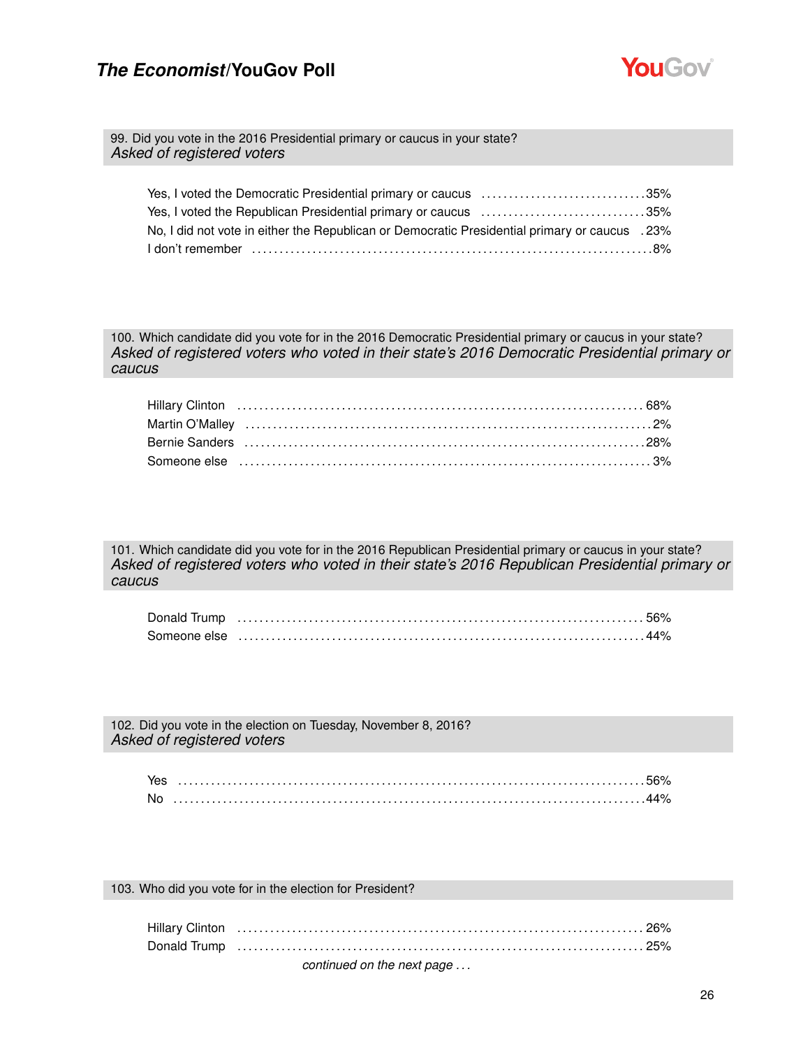### 99. Did you vote in the 2016 Presidential primary or caucus in your state?
*Asked of registered voters*

| | |
|---|---|
| Yes, I voted the Democratic Presidential primary or caucus | 35% |
| Yes, I voted the Republican Presidential primary or caucus | 35% |
| No, I did not vote in either the Republican or Democratic Presidential primary or caucus | 23% |
| I don't remember | 8% |

### 100. Which candidate did you vote for in the 2016 Democratic Presidential primary or caucus in your state?
*Asked of registered voters who voted in their state's 2016 Democratic Presidential primary or caucus*

| | |
|---|---|
| Hillary Clinton | 68% |
| Martin O'Malley | 2% |
| Bernie Sanders | 28% |
| Someone else | 3% |

### 101. Which candidate did you vote for in the 2016 Republican Presidential primary or caucus in your state?
*Asked of registered voters who voted in their state's 2016 Republican Presidential primary or caucus*

| | |
|---|---|
| Donald Trump | 56% |
| Someone else | 44% |

### 102. Did you vote in the election on Tuesday, November 8, 2016?
*Asked of registered voters*

| | |
|---|---|
| Yes | 56% |
| No | 44% |

### 103. Who did you vote for in the election for President?

| | |
|---|---|
| Hillary Clinton | 26% |
| Donald Trump | 25% |

*continued on the next page . . .*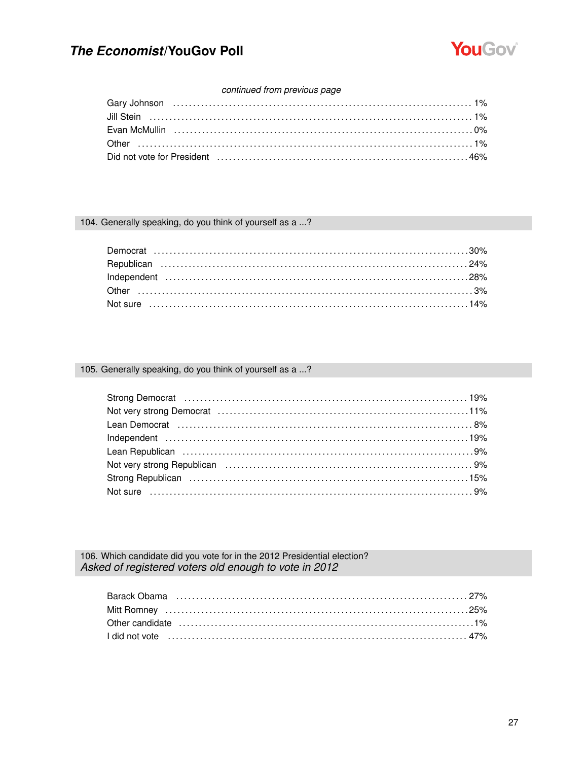*continued from previous page*

| | |
|---|---|
| Gary Johnson | 1% |
| Jill Stein | 1% |
| Evan McMullin | 0% |
| Other | 1% |
| Did not vote for President | 46% |

### 104. Generally speaking, do you think of yourself as a ...?

| | |
|---|---|
| Democrat | 30% |
| Republican | 24% |
| Independent | 28% |
| Other | 3% |
| Not sure | 14% |

### 105. Generally speaking, do you think of yourself as a ...?

| | |
|---|---|
| Strong Democrat | 19% |
| Not very strong Democrat | 11% |
| Lean Democrat | 8% |
| Independent | 19% |
| Lean Republican | 9% |
| Not very strong Republican | 9% |
| Strong Republican | 15% |
| Not sure | 9% |

### 106. Which candidate did you vote for in the 2012 Presidential election?
*Asked of registered voters old enough to vote in 2012*

| | |
|---|---|
| Barack Obama | 27% |
| Mitt Romney | 25% |
| Other candidate | 1% |
| I did not vote | 47% |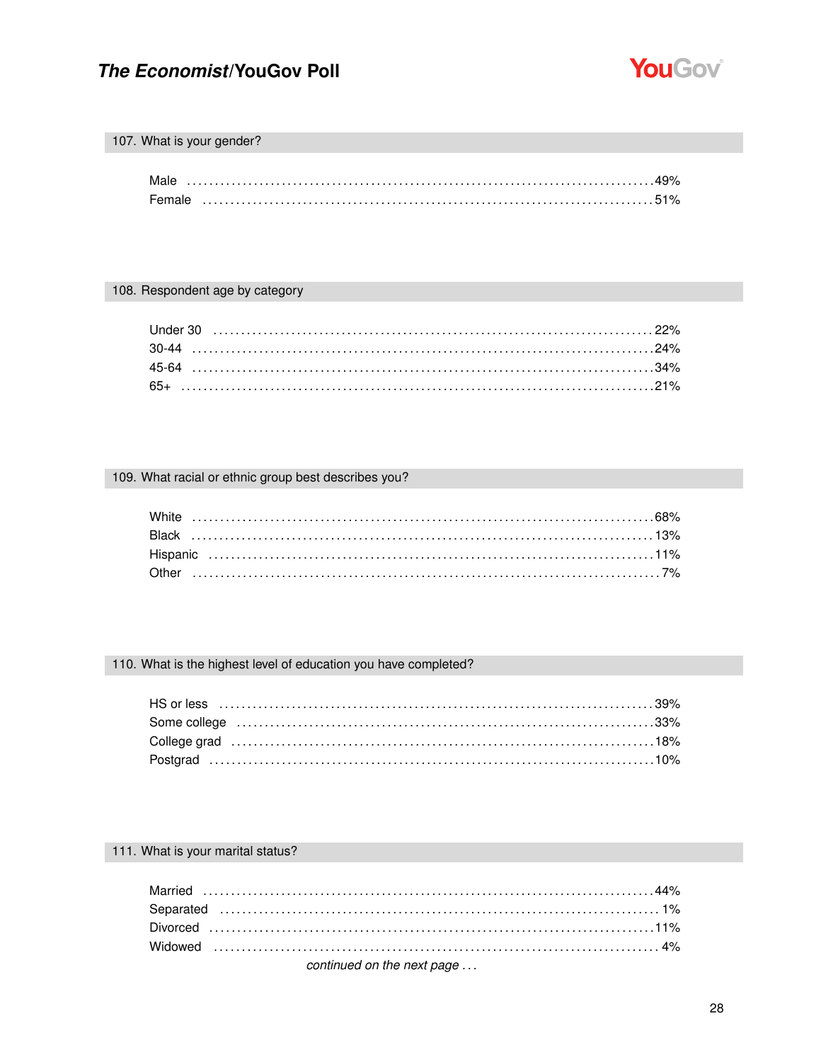## 107. What is your gender?

| | |
|---|---|
| Male | 49% |
| Female | 51% |

## 108. Respondent age by category

| | |
|---|---|
| Under 30 | 22% |
| 30-44 | 24% |
| 45-64 | 34% |
| 65+ | 21% |

## 109. What racial or ethnic group best describes you?

| | |
|---|---|
| White | 68% |
| Black | 13% |
| Hispanic | 11% |
| Other | 7% |

## 110. What is the highest level of education you have completed?

| | |
|---|---|
| HS or less | 39% |
| Some college | 33% |
| College grad | 18% |
| Postgrad | 10% |

## 111. What is your marital status?

| | |
|---|---|
| Married | 44% |
| Separated | 1% |
| Divorced | 11% |
| Widowed | 4% |

*continued on the next page . . .*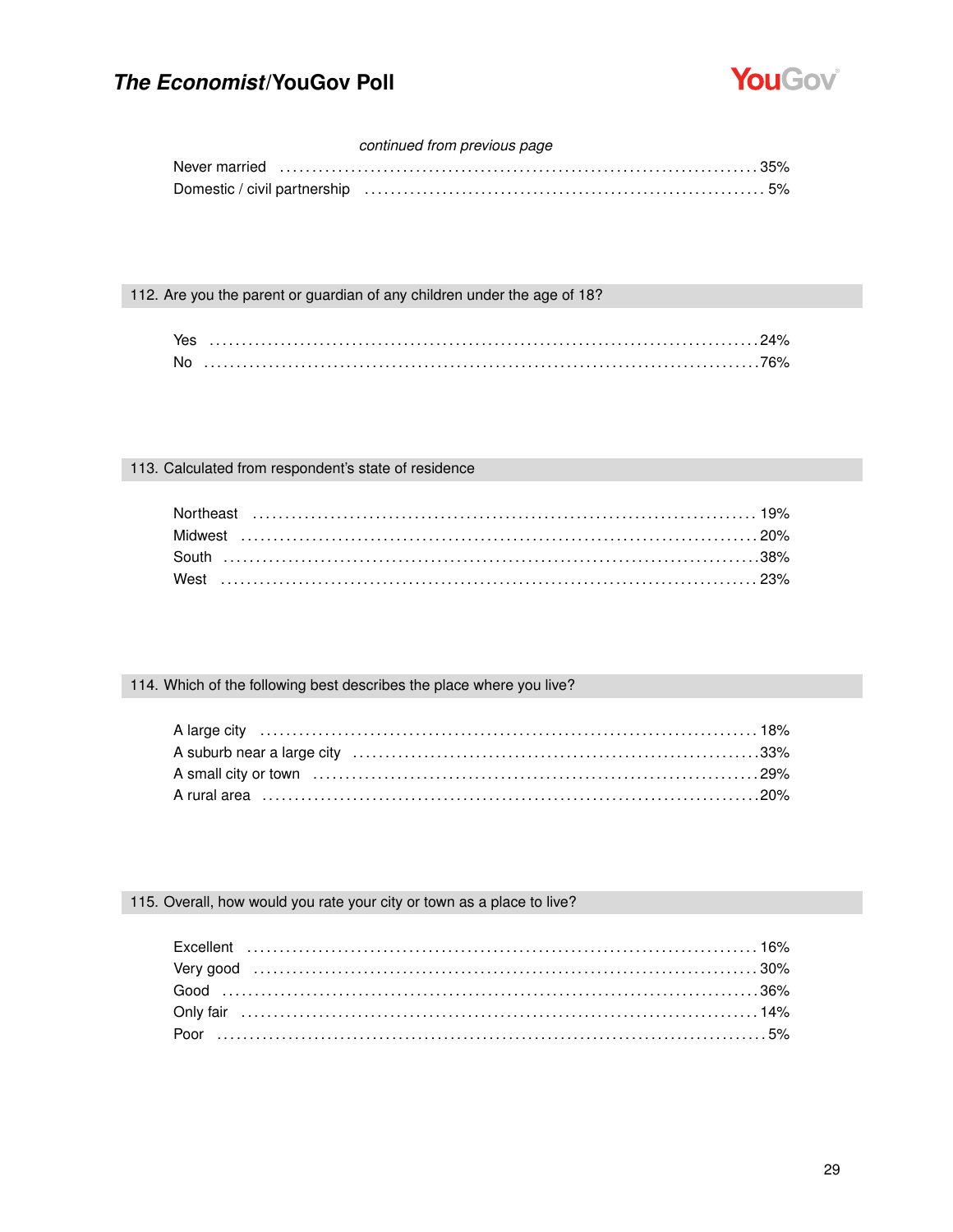*continued from previous page*

| | |
|---|---|
| Never married | 35% |
| Domestic / civil partnership | 5% |

## 112. Are you the parent or guardian of any children under the age of 18?

| | |
|---|---|
| Yes | 24% |
| No | 76% |

## 113. Calculated from respondent's state of residence

| | |
|---|---|
| Northeast | 19% |
| Midwest | 20% |
| South | 38% |
| West | 23% |

## 114. Which of the following best describes the place where you live?

| | |
|---|---|
| A large city | 18% |
| A suburb near a large city | 33% |
| A small city or town | 29% |
| A rural area | 20% |

## 115. Overall, how would you rate your city or town as a place to live?

| | |
|---|---|
| Excellent | 16% |
| Very good | 30% |
| Good | 36% |
| Only fair | 14% |
| Poor | 5% |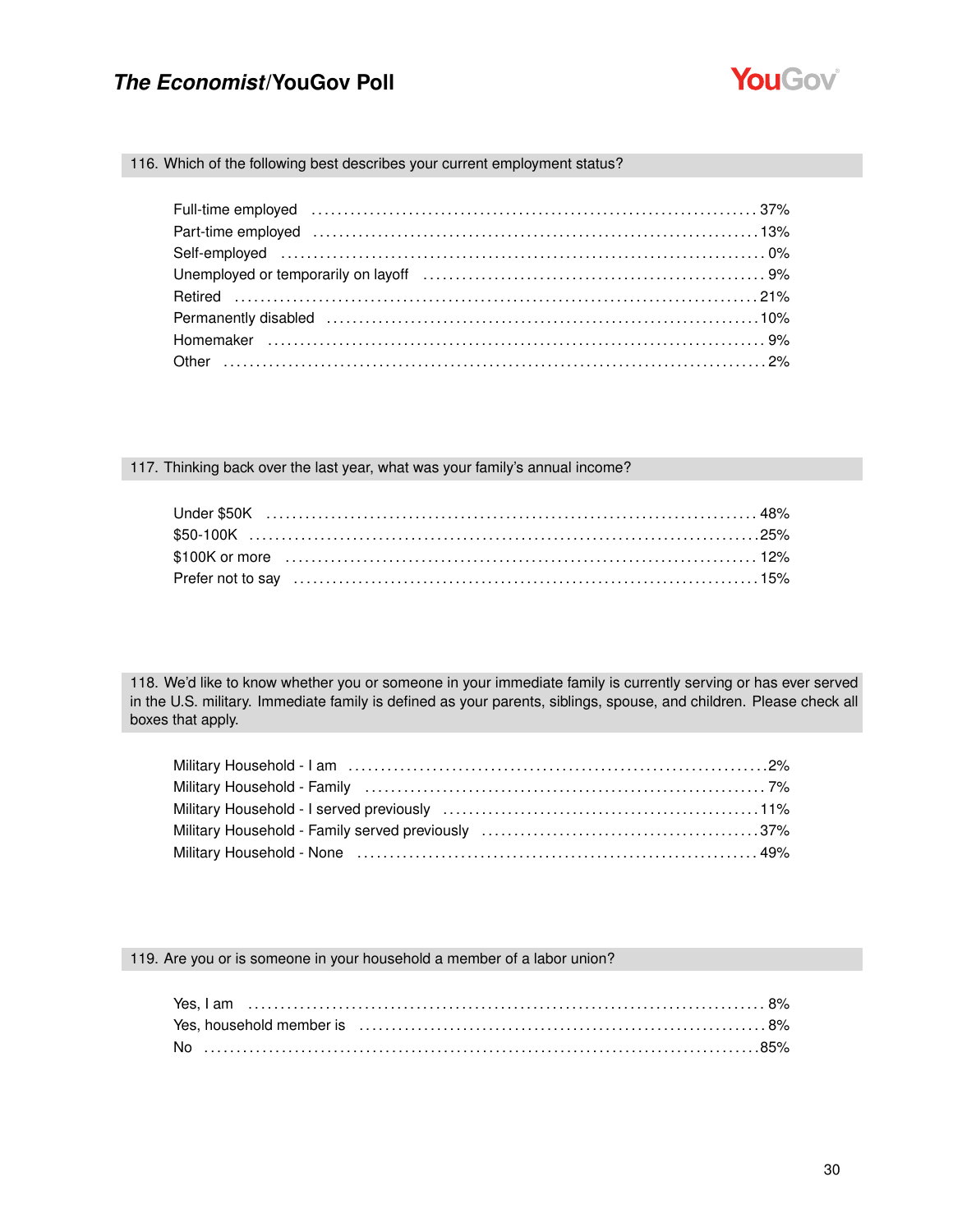116. Which of the following best describes your current employment status?

| | |
|---|---|
| Full-time employed | 37% |
| Part-time employed | 13% |
| Self-employed | 0% |
| Unemployed or temporarily on layoff | 9% |
| Retired | 21% |
| Permanently disabled | 10% |
| Homemaker | 9% |
| Other | 2% |

117. Thinking back over the last year, what was your family's annual income?

| | |
|---|---|
| Under $50K | 48% |
| $50-100K | 25% |
| $100K or more | 12% |
| Prefer not to say | 15% |

118. We'd like to know whether you or someone in your immediate family is currently serving or has ever served in the U.S. military. Immediate family is defined as your parents, siblings, spouse, and children. Please check all boxes that apply.

| | |
|---|---|
| Military Household - I am | 2% |
| Military Household - Family | 7% |
| Military Household - I served previously | 11% |
| Military Household - Family served previously | 37% |
| Military Household - None | 49% |

119. Are you or is someone in your household a member of a labor union?

| | |
|---|---|
| Yes, I am | 8% |
| Yes, household member is | 8% |
| No | 85% |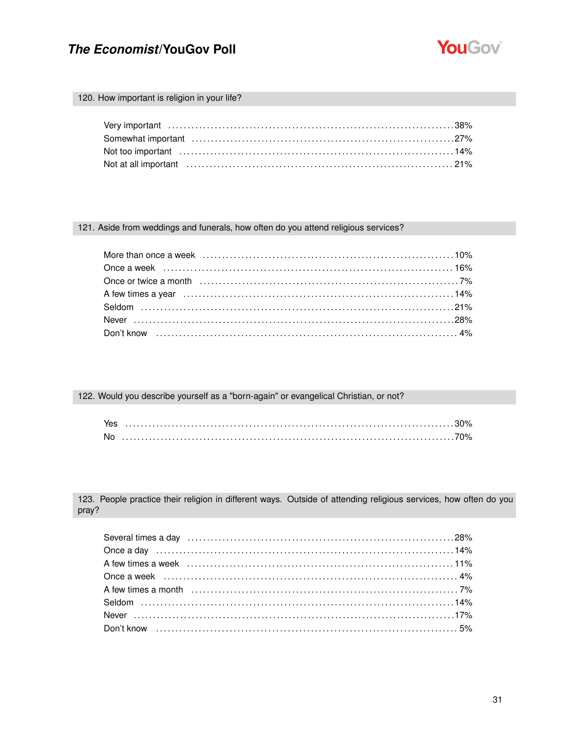### 120. How important is religion in your life?

| | |
|---|---|
| Very important | 38% |
| Somewhat important | 27% |
| Not too important | 14% |
| Not at all important | 21% |

### 121. Aside from weddings and funerals, how often do you attend religious services?

| | |
|---|---|
| More than once a week | 10% |
| Once a week | 16% |
| Once or twice a month | 7% |
| A few times a year | 14% |
| Seldom | 21% |
| Never | 28% |
| Don't know | 4% |

### 122. Would you describe yourself as a "born-again" or evangelical Christian, or not?

| | |
|---|---|
| Yes | 30% |
| No | 70% |

### 123. People practice their religion in different ways. Outside of attending religious services, how often do you pray?

| | |
|---|---|
| Several times a day | 28% |
| Once a day | 14% |
| A few times a week | 11% |
| Once a week | 4% |
| A few times a month | 7% |
| Seldom | 14% |
| Never | 17% |
| Don't know | 5% |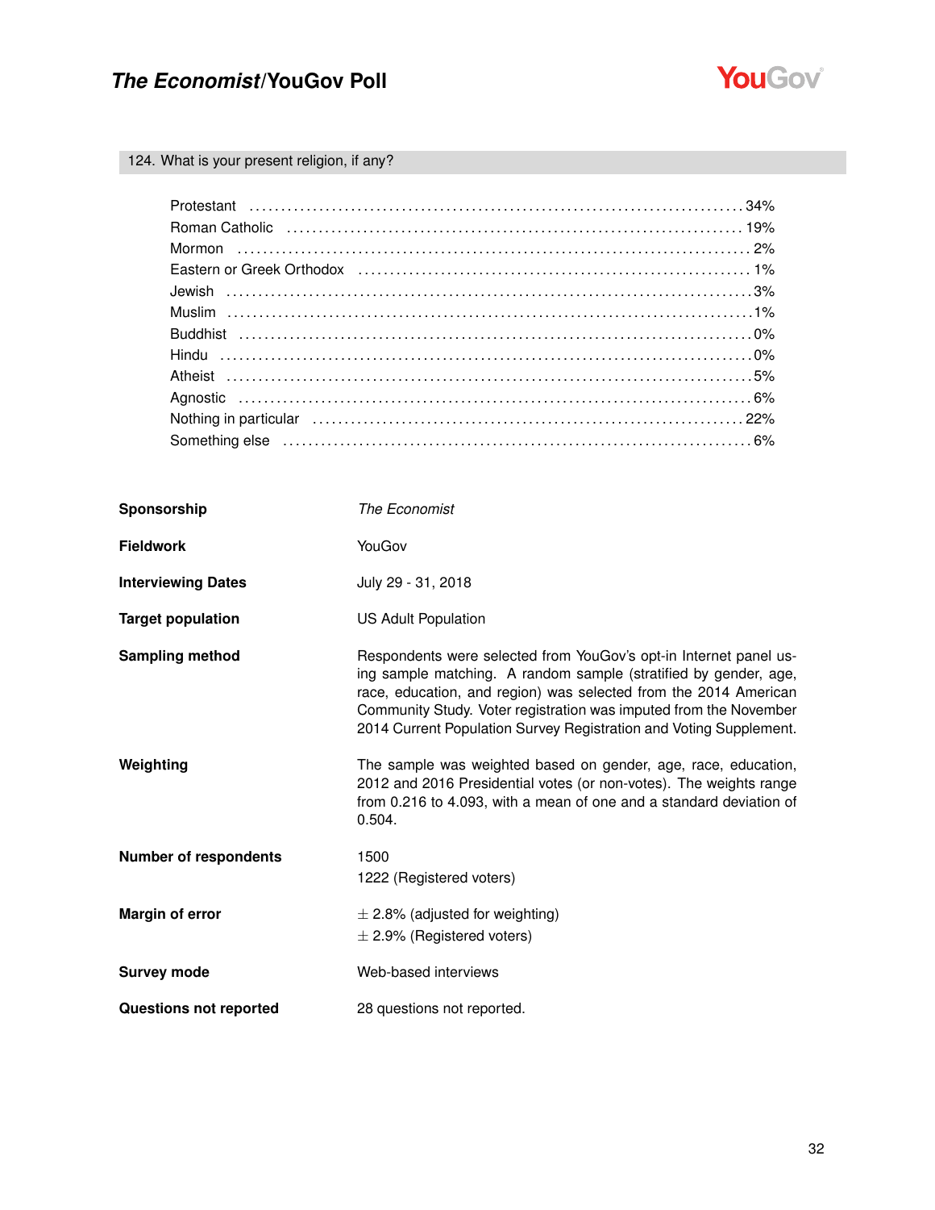## 124. What is your present religion, if any?

| | |
|---|---|
| Protestant | 34% |
| Roman Catholic | 19% |
| Mormon | 2% |
| Eastern or Greek Orthodox | 1% |
| Jewish | 3% |
| Muslim | 1% |
| Buddhist | 0% |
| Hindu | 0% |
| Atheist | 5% |
| Agnostic | 6% |
| Nothing in particular | 22% |
| Something else | 6% |

| | |
|---|---|
| **Sponsorship** | *The Economist* |
| **Fieldwork** | YouGov |
| **Interviewing Dates** | July 29 - 31, 2018 |
| **Target population** | US Adult Population |
| **Sampling method** | Respondents were selected from YouGov's opt-in Internet panel using sample matching. A random sample (stratified by gender, age, race, education, and region) was selected from the 2014 American Community Study. Voter registration was imputed from the November 2014 Current Population Survey Registration and Voting Supplement. |
| **Weighting** | The sample was weighted based on gender, age, race, education, 2012 and 2016 Presidential votes (or non-votes). The weights range from 0.216 to 4.093, with a mean of one and a standard deviation of 0.504. |
| **Number of respondents** | 1500<br>1222 (Registered voters) |
| **Margin of error** | ± 2.8% (adjusted for weighting)<br>± 2.9% (Registered voters) |
| **Survey mode** | Web-based interviews |
| **Questions not reported** | 28 questions not reported. |